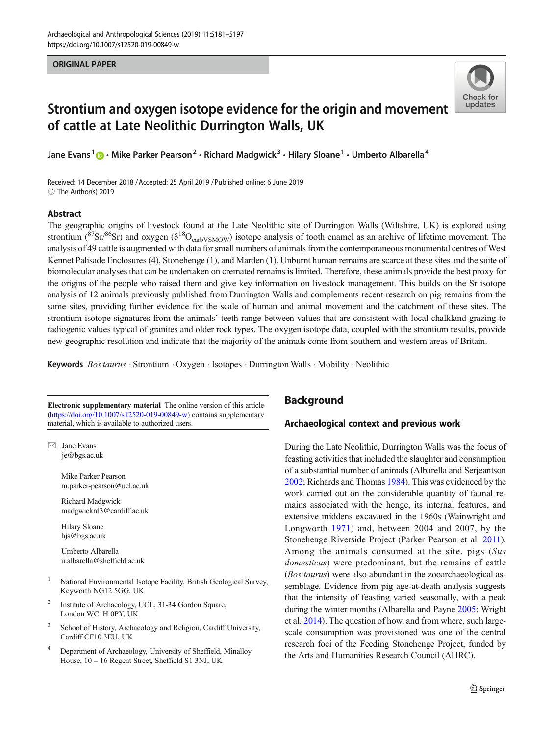ORIGINAL PAPER

# Strontium and oxygen isotope evidence for the origin and movement of cattle at Late Neolithic Durrington Walls, UK

Jane Evans[1] · Mike Parker Pearson[2] · Richard Madgwick[3] · Hilary Sloane[1] · Umberto Albarella[4]

Received: 14 December 2018 / Accepted: 25 April 2019 / Published online: 6 June 2019
© The Author(s) 2019

## Abstract

The geographic origins of livestock found at the Late Neolithic site of Durrington Walls (Wiltshire, UK) is explored using strontium ($^{87}Sr/^{86}Sr$) and oxygen ($\delta^{18}O_{carbVSMOW}$) isotope analysis of tooth enamel as an archive of lifetime movement. The analysis of 49 cattle is augmented with data for small numbers of animals from the contemporaneous monumental centres of West Kennet Palisade Enclosures (4), Stonehenge (1), and Marden (1). Unburnt human remains are scarce at these sites and the suite of biomolecular analyses that can be undertaken on cremated remains is limited. Therefore, these animals provide the best proxy for the origins of the people who raised them and give key information on livestock management. This builds on the Sr isotope analysis of 12 animals previously published from Durrington Walls and complements recent research on pig remains from the same sites, providing further evidence for the scale of human and animal movement and the catchment of these sites. The strontium isotope signatures from the animals' teeth range between values that are consistent with local chalkland grazing to radiogenic values typical of granites and older rock types. The oxygen isotope data, coupled with the strontium results, provide new geographic resolution and indicate that the majority of the animals come from southern and western areas of Britain.

**Keywords** *Bos taurus* · Strontium · Oxygen · Isotopes · Durrington Walls · Mobility · Neolithic

**Electronic supplementary material** The online version of this article (https://doi.org/10.1007/s12520-019-00849-w) contains supplementary material, which is available to authorized users.

✉ Jane Evans
je@bgs.ac.uk

Mike Parker Pearson
m.parker-pearson@ucl.ac.uk

Richard Madgwick
madgwickrd3@cardiff.ac.uk

Hilary Sloane
hjs@bgs.ac.uk

Umberto Albarella
u.albarella@sheffield.ac.uk

[1] National Environmental Isotope Facility, British Geological Survey, Keyworth NG12 5GG, UK

[2] Institute of Archaeology, UCL, 31-34 Gordon Square, London WC1H 0PY, UK

[3] School of History, Archaeology and Religion, Cardiff University, Cardiff CF10 3EU, UK

[4] Department of Archaeology, University of Sheffield, Minalloy House, 10 – 16 Regent Street, Sheffield S1 3NJ, UK

## Background

### Archaeological context and previous work

During the Late Neolithic, Durrington Walls was the focus of feasting activities that included the slaughter and consumption of a substantial number of animals (Albarella and Serjeantson 2002; Richards and Thomas 1984). This was evidenced by the work carried out on the considerable quantity of faunal remains associated with the henge, its internal features, and extensive middens excavated in the 1960s (Wainwright and Longworth 1971) and, between 2004 and 2007, by the Stonehenge Riverside Project (Parker Pearson et al. 2011). Among the animals consumed at the site, pigs (*Sus domesticus*) were predominant, but the remains of cattle (*Bos taurus*) were also abundant in the zooarchaeological assemblage. Evidence from pig age-at-death analysis suggests that the intensity of feasting varied seasonally, with a peak during the winter months (Albarella and Payne 2005; Wright et al. 2014). The question of how, and from where, such large-scale consumption was provisioned was one of the central research foci of the Feeding Stonehenge Project, funded by the Arts and Humanities Research Council (AHRC).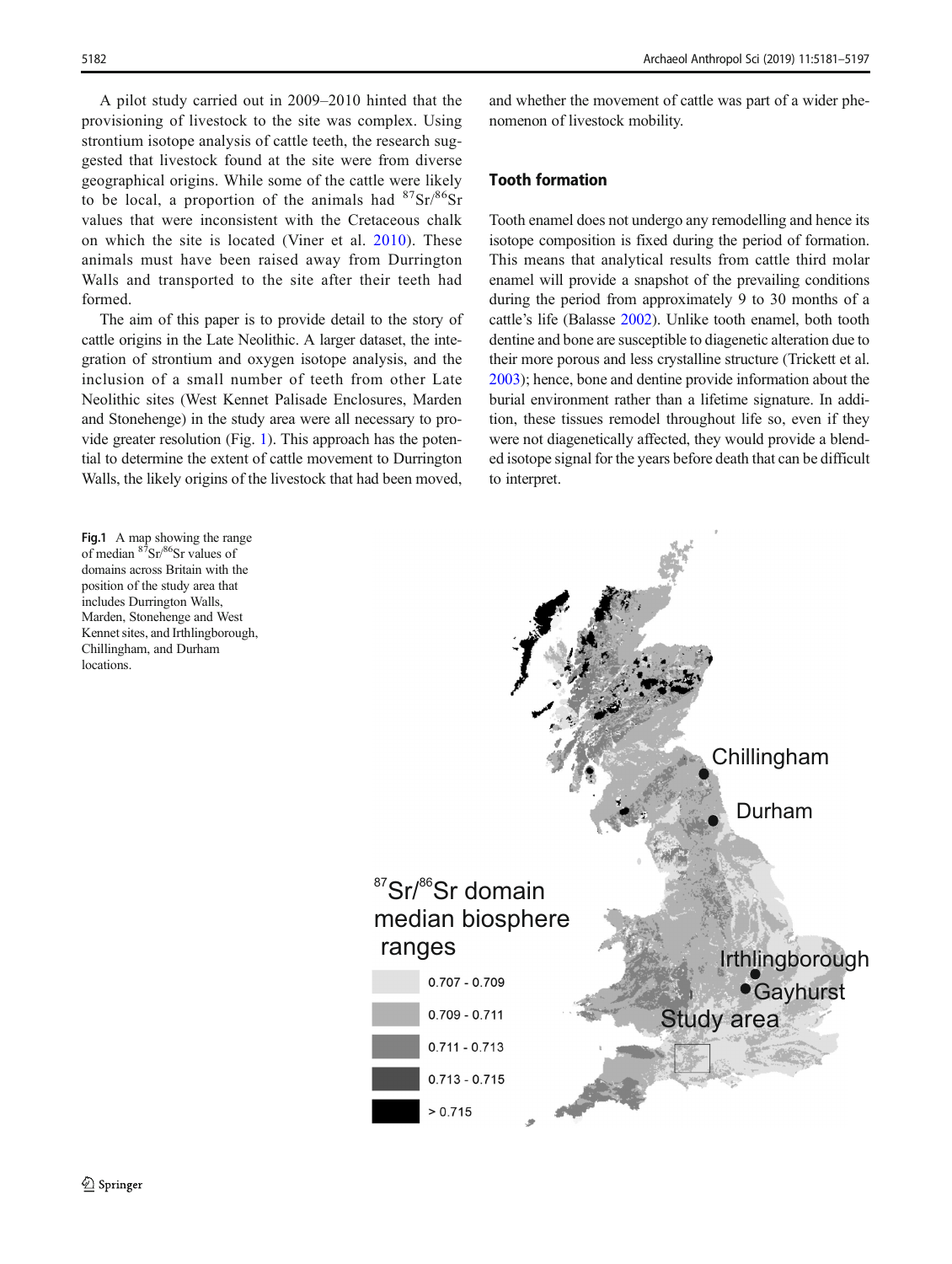A pilot study carried out in 2009–2010 hinted that the provisioning of livestock to the site was complex. Using strontium isotope analysis of cattle teeth, the research suggested that livestock found at the site were from diverse geographical origins. While some of the cattle were likely to be local, a proportion of the animals had $^{87}Sr/^{86}Sr$ values that were inconsistent with the Cretaceous chalk on which the site is located (Viner et al. 2010). These animals must have been raised away from Durrington Walls and transported to the site after their teeth had formed.

The aim of this paper is to provide detail to the story of cattle origins in the Late Neolithic. A larger dataset, the integration of strontium and oxygen isotope analysis, and the inclusion of a small number of teeth from other Late Neolithic sites (West Kennet Palisade Enclosures, Marden and Stonehenge) in the study area were all necessary to provide greater resolution (Fig. 1). This approach has the potential to determine the extent of cattle movement to Durrington Walls, the likely origins of the livestock that had been moved, and whether the movement of cattle was part of a wider phenomenon of livestock mobility.

## Tooth formation

Tooth enamel does not undergo any remodelling and hence its isotope composition is fixed during the period of formation. This means that analytical results from cattle third molar enamel will provide a snapshot of the prevailing conditions during the period from approximately 9 to 30 months of a cattle's life (Balasse 2002). Unlike tooth enamel, both tooth dentine and bone are susceptible to diagenetic alteration due to their more porous and less crystalline structure (Trickett et al. 2003); hence, bone and dentine provide information about the burial environment rather than a lifetime signature. In addition, these tissues remodel throughout life so, even if they were not diagenetically affected, they would provide a blended isotope signal for the years before death that can be difficult to interpret.

**Fig. 1** A map showing the range of median $^{87}Sr/^{86}Sr$ values of domains across Britain with the position of the study area that includes Durrington Walls, Marden, Stonehenge and West Kennet sites, and Irthlingborough, Chillingham, and Durham locations.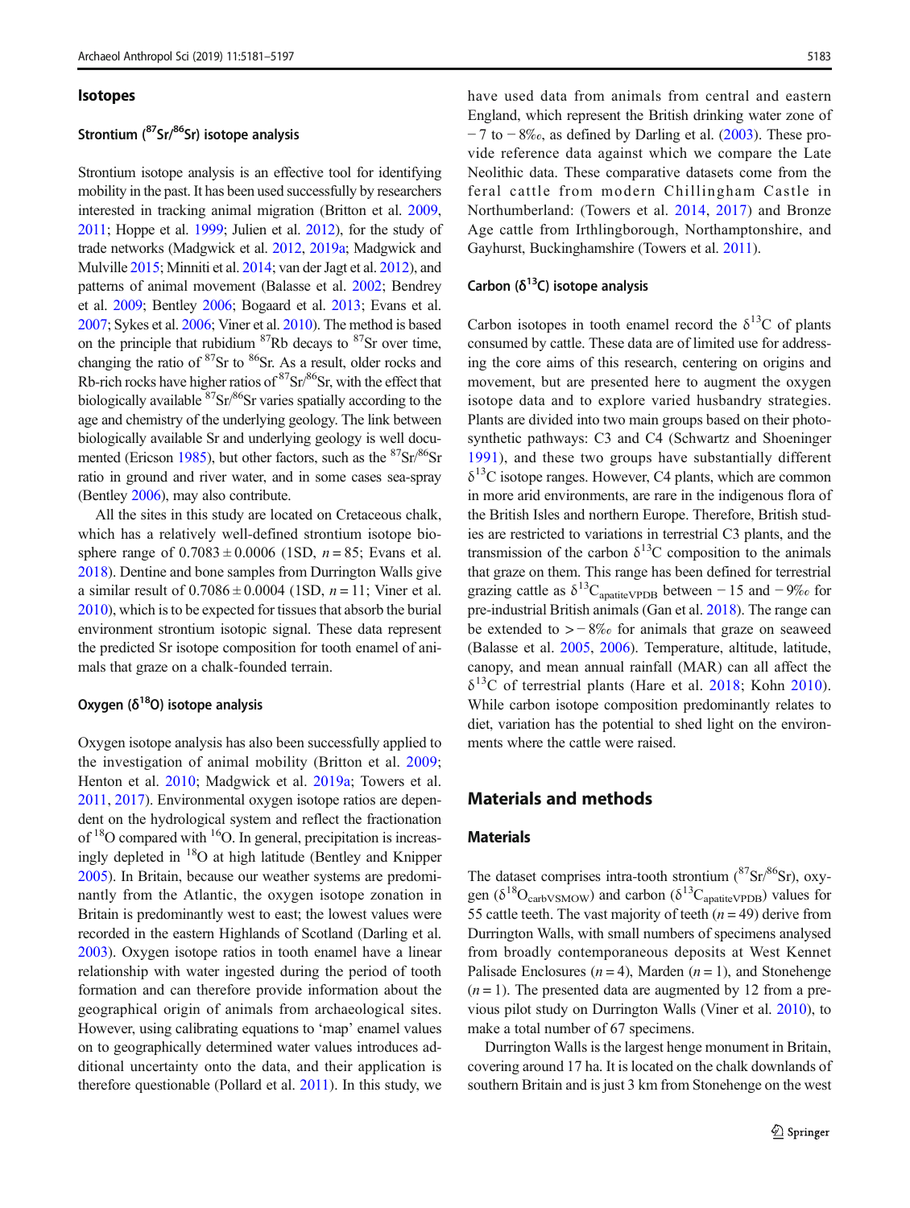### Isotopes

#### Strontium ($^{87}Sr/^{86}Sr$) isotope analysis

Strontium isotope analysis is an effective tool for identifying mobility in the past. It has been used successfully by researchers interested in tracking animal migration (Britton et al. 2009, 2011; Hoppe et al. 1999; Julien et al. 2012), for the study of trade networks (Madgwick et al. 2012, 2019a; Madgwick and Mulville 2015; Minniti et al. 2014; van der Jagt et al. 2012), and patterns of animal movement (Balasse et al. 2002; Bendrey et al. 2009; Bentley 2006; Bogaard et al. 2013; Evans et al. 2007; Sykes et al. 2006; Viner et al. 2010). The method is based on the principle that rubidium $^{87}Rb$ decays to $^{87}Sr$ over time, changing the ratio of $^{87}Sr$ to $^{86}Sr$. As a result, older rocks and Rb-rich rocks have higher ratios of $^{87}Sr/^{86}Sr$, with the effect that biologically available $^{87}Sr/^{86}Sr$ varies spatially according to the age and chemistry of the underlying geology. The link between biologically available Sr and underlying geology is well documented (Ericson 1985), but other factors, such as the $^{87}Sr/^{86}Sr$ ratio in ground and river water, and in some cases sea-spray (Bentley 2006), may also contribute.

All the sites in this study are located on Cretaceous chalk, which has a relatively well-defined strontium isotope biosphere range of $0.7083 \pm 0.0006$ (1SD, $n = 85$; Evans et al. 2018). Dentine and bone samples from Durrington Walls give a similar result of $0.7086 \pm 0.0004$ (1SD, $n = 11$; Viner et al. 2010), which is to be expected for tissues that absorb the burial environment strontium isotopic signal. These data represent the predicted Sr isotope composition for tooth enamel of animals that graze on a chalk-founded terrain.

#### Oxygen ($\delta^{18}O$) isotope analysis

Oxygen isotope analysis has also been successfully applied to the investigation of animal mobility (Britton et al. 2009; Henton et al. 2010; Madgwick et al. 2019a; Towers et al. 2011, 2017). Environmental oxygen isotope ratios are dependent on the hydrological system and reflect the fractionation of $^{18}O$ compared with $^{16}O$. In general, precipitation is increasingly depleted in $^{18}O$ at high latitude (Bentley and Knipper 2005). In Britain, because our weather systems are predominantly from the Atlantic, the oxygen isotope zonation in Britain is predominantly west to east; the lowest values were recorded in the eastern Highlands of Scotland (Darling et al. 2003). Oxygen isotope ratios in tooth enamel have a linear relationship with water ingested during the period of tooth formation and can therefore provide information about the geographical origin of animals from archaeological sites. However, using calibrating equations to 'map' enamel values on to geographically determined water values introduces additional uncertainty onto the data, and their application is therefore questionable (Pollard et al. 2011). In this study, we have used data from animals from central and eastern England, which represent the British drinking water zone of −7 to −8‰, as defined by Darling et al. (2003). These provide reference data against which we compare the Late Neolithic data. These comparative datasets come from the feral cattle from modern Chillingham Castle in Northumberland: (Towers et al. 2014, 2017) and Bronze Age cattle from Irthlingborough, Northamptonshire, and Gayhurst, Buckinghamshire (Towers et al. 2011).

#### Carbon ($\delta^{13}C$) isotope analysis

Carbon isotopes in tooth enamel record the $\delta^{13}C$ of plants consumed by cattle. These data are of limited use for addressing the core aims of this research, centering on origins and movement, but are presented here to augment the oxygen isotope data and to explore varied husbandry strategies. Plants are divided into two main groups based on their photosynthetic pathways: C3 and C4 (Schwartz and Shoeninger 1991), and these two groups have substantially different $\delta^{13}C$ isotope ranges. However, C4 plants, which are common in more arid environments, are rare in the indigenous flora of the British Isles and northern Europe. Therefore, British studies are restricted to variations in terrestrial C3 plants, and the transmission of the carbon $\delta^{13}C$ composition to the animals that graze on them. This range has been defined for terrestrial grazing cattle as $\delta^{13}C_{apatiteVPDB}$ between −15 and −9‰ for pre-industrial British animals (Gan et al. 2018). The range can be extended to > −8‰ for animals that graze on seaweed (Balasse et al. 2005, 2006). Temperature, altitude, latitude, canopy, and mean annual rainfall (MAR) can all affect the $\delta^{13}C$ of terrestrial plants (Hare et al. 2018; Kohn 2010). While carbon isotope composition predominantly relates to diet, variation has the potential to shed light on the environments where the cattle were raised.

## Materials and methods

### Materials

The dataset comprises intra-tooth strontium ($^{87}Sr/^{86}Sr$), oxygen ($\delta^{18}O_{carbVSMOW}$) and carbon ($\delta^{13}C_{apatiteVPDB}$) values for 55 cattle teeth. The vast majority of teeth ($n = 49$) derive from Durrington Walls, with small numbers of specimens analysed from broadly contemporaneous deposits at West Kennet Palisade Enclosures ($n = 4$), Marden ($n = 1$), and Stonehenge ($n = 1$). The presented data are augmented by 12 from a previous pilot study on Durrington Walls (Viner et al. 2010), to make a total number of 67 specimens.

Durrington Walls is the largest henge monument in Britain, covering around 17 ha. It is located on the chalk downlands of southern Britain and is just 3 km from Stonehenge on the west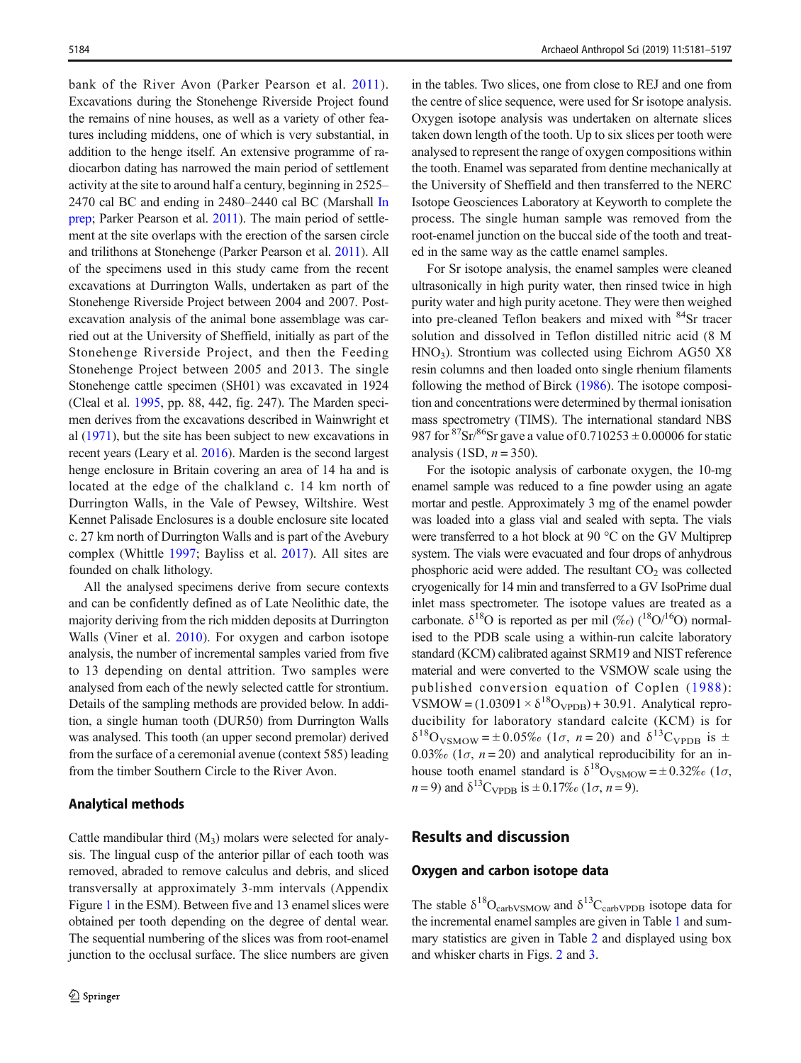bank of the River Avon (Parker Pearson et al. 2011). Excavations during the Stonehenge Riverside Project found the remains of nine houses, as well as a variety of other features including middens, one of which is very substantial, in addition to the henge itself. An extensive programme of radiocarbon dating has narrowed the main period of settlement activity at the site to around half a century, beginning in 2525–2470 cal BC and ending in 2480–2440 cal BC (Marshall In prep; Parker Pearson et al. 2011). The main period of settlement at the site overlaps with the erection of the sarsen circle and trilithons at Stonehenge (Parker Pearson et al. 2011). All of the specimens used in this study came from the recent excavations at Durrington Walls, undertaken as part of the Stonehenge Riverside Project between 2004 and 2007. Post-excavation analysis of the animal bone assemblage was carried out at the University of Sheffield, initially as part of the Stonehenge Riverside Project, and then the Feeding Stonehenge Project between 2005 and 2013. The single Stonehenge cattle specimen (SH01) was excavated in 1924 (Cleal et al. 1995, pp. 88, 442, fig. 247). The Marden specimen derives from the excavations described in Wainwright et al (1971), but the site has been subject to new excavations in recent years (Leary et al. 2016). Marden is the second largest henge enclosure in Britain covering an area of 14 ha and is located at the edge of the chalkland c. 14 km north of Durrington Walls, in the Vale of Pewsey, Wiltshire. West Kennet Palisade Enclosures is a double enclosure site located c. 27 km north of Durrington Walls and is part of the Avebury complex (Whittle 1997; Bayliss et al. 2017). All sites are founded on chalk lithology.

All the analysed specimens derive from secure contexts and can be confidently defined as of Late Neolithic date, the majority deriving from the rich midden deposits at Durrington Walls (Viner et al. 2010). For oxygen and carbon isotope analysis, the number of incremental samples varied from five to 13 depending on dental attrition. Two samples were analysed from each of the newly selected cattle for strontium. Details of the sampling methods are provided below. In addition, a single human tooth (DUR50) from Durrington Walls was analysed. This tooth (an upper second premolar) derived from the surface of a ceremonial avenue (context 585) leading from the timber Southern Circle to the River Avon.

## Analytical methods

Cattle mandibular third ($M_3$) molars were selected for analysis. The lingual cusp of the anterior pillar of each tooth was removed, abraded to remove calculus and debris, and sliced transversally at approximately 3-mm intervals (Appendix Figure 1 in the ESM). Between five and 13 enamel slices were obtained per tooth depending on the degree of dental wear. The sequential numbering of the slices was from root-enamel junction to the occlusal surface. The slice numbers are given in the tables. Two slices, one from close to REJ and one from the centre of slice sequence, were used for Sr isotope analysis. Oxygen isotope analysis was undertaken on alternate slices taken down length of the tooth. Up to six slices per tooth were analysed to represent the range of oxygen compositions within the tooth. Enamel was separated from dentine mechanically at the University of Sheffield and then transferred to the NERC Isotope Geosciences Laboratory at Keyworth to complete the process. The single human sample was removed from the root-enamel junction on the buccal side of the tooth and treated in the same way as the cattle enamel samples.

For Sr isotope analysis, the enamel samples were cleaned ultrasonically in high purity water, then rinsed twice in high purity water and high purity acetone. They were then weighed into pre-cleaned Teflon beakers and mixed with $^{84}$Sr tracer solution and dissolved in Teflon distilled nitric acid (8 M $HNO_3$). Strontium was collected using Eichrom AG50 X8 resin columns and then loaded onto single rhenium filaments following the method of Birck (1986). The isotope composition and concentrations were determined by thermal ionisation mass spectrometry (TIMS). The international standard NBS 987 for $^{87}$Sr/$^{86}$Sr gave a value of 0.710253 ± 0.00006 for static analysis (1SD, $n = 350$).

For the isotopic analysis of carbonate oxygen, the 10-mg enamel sample was reduced to a fine powder using an agate mortar and pestle. Approximately 3 mg of the enamel powder was loaded into a glass vial and sealed with septa. The vials were transferred to a hot block at 90 °C on the GV Multiprep system. The vials were evacuated and four drops of anhydrous phosphoric acid were added. The resultant $CO_2$ was collected cryogenically for 14 min and transferred to a GV IsoPrime dual inlet mass spectrometer. The isotope values are treated as a carbonate. $\delta^{18}$O is reported as per mil (‰) ($^{18}$O/$^{16}$O) normalised to the PDB scale using a within-run calcite laboratory standard (KCM) calibrated against SRM19 and NIST reference material and were converted to the VSMOW scale using the published conversion equation of Coplen (1988): VSMOW = (1.03091 × $\delta^{18}O_{VPDB}$) + 30.91. Analytical reproducibility for laboratory standard calcite (KCM) is for $\delta^{18}O_{VSMOW}$ = ± 0.05‰ (1σ, $n = 20$) and $\delta^{13}C_{VPDB}$ is ± 0.03‰ (1σ, $n = 20$) and analytical reproducibility for an in-house tooth enamel standard is $\delta^{18}O_{VSMOW}$ = ± 0.32‰ (1σ, $n = 9$) and $\delta^{13}C_{VPDB}$ is ± 0.17‰ (1σ, $n = 9$).

## Results and discussion

### Oxygen and carbon isotope data

The stable $\delta^{18}O_{carbVSMOW}$ and $\delta^{13}C_{carbVPDB}$ isotope data for the incremental enamel samples are given in Table 1 and summary statistics are given in Table 2 and displayed using box and whisker charts in Figs. 2 and 3.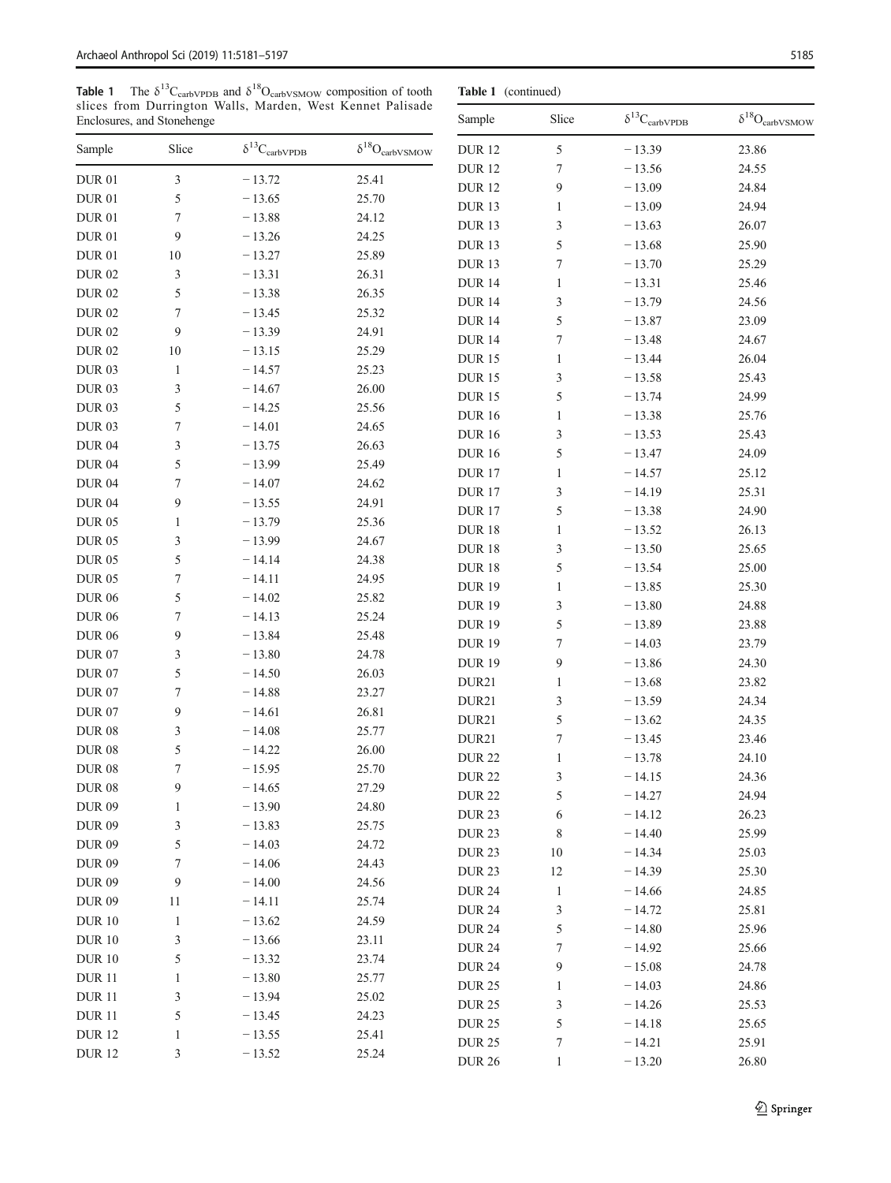**Table 1** The $\delta^{13}C_{carbVPDB}$ and $\delta^{18}O_{carbVSMOW}$ composition of tooth slices from Durrington Walls, Marden, West Kennet Palisade Enclosures, and Stonehenge

| Sample | Slice | $\delta^{13}C_{carbVPDB}$ | $\delta^{18}O_{carbVSMOW}$ |
|---|---|---|---|
| DUR 01 | 3 | −13.72 | 25.41 |
| DUR 01 | 5 | −13.65 | 25.70 |
| DUR 01 | 7 | −13.88 | 24.12 |
| DUR 01 | 9 | −13.26 | 24.25 |
| DUR 01 | 10 | −13.27 | 25.89 |
| DUR 02 | 3 | −13.31 | 26.31 |
| DUR 02 | 5 | −13.38 | 26.35 |
| DUR 02 | 7 | −13.45 | 25.32 |
| DUR 02 | 9 | −13.39 | 24.91 |
| DUR 02 | 10 | −13.15 | 25.29 |
| DUR 03 | 1 | −14.57 | 25.23 |
| DUR 03 | 3 | −14.67 | 26.00 |
| DUR 03 | 5 | −14.25 | 25.56 |
| DUR 03 | 7 | −14.01 | 24.65 |
| DUR 04 | 3 | −13.75 | 26.63 |
| DUR 04 | 5 | −13.99 | 25.49 |
| DUR 04 | 7 | −14.07 | 24.62 |
| DUR 04 | 9 | −13.55 | 24.91 |
| DUR 05 | 1 | −13.79 | 25.36 |
| DUR 05 | 3 | −13.99 | 24.67 |
| DUR 05 | 5 | −14.14 | 24.38 |
| DUR 05 | 7 | −14.11 | 24.95 |
| DUR 06 | 5 | −14.02 | 25.82 |
| DUR 06 | 7 | −14.13 | 25.24 |
| DUR 06 | 9 | −13.84 | 25.48 |
| DUR 07 | 3 | −13.80 | 24.78 |
| DUR 07 | 5 | −14.50 | 26.03 |
| DUR 07 | 7 | −14.88 | 23.27 |
| DUR 07 | 9 | −14.61 | 26.81 |
| DUR 08 | 3 | −14.08 | 25.77 |
| DUR 08 | 5 | −14.22 | 26.00 |
| DUR 08 | 7 | −15.95 | 25.70 |
| DUR 08 | 9 | −14.65 | 27.29 |
| DUR 09 | 1 | −13.90 | 24.80 |
| DUR 09 | 3 | −13.83 | 25.75 |
| DUR 09 | 5 | −14.03 | 24.72 |
| DUR 09 | 7 | −14.06 | 24.43 |
| DUR 09 | 9 | −14.00 | 24.56 |
| DUR 09 | 11 | −14.11 | 25.74 |
| DUR 10 | 1 | −13.62 | 24.59 |
| DUR 10 | 3 | −13.66 | 23.11 |
| DUR 10 | 5 | −13.32 | 23.74 |
| DUR 11 | 1 | −13.80 | 25.77 |
| DUR 11 | 3 | −13.94 | 25.02 |
| DUR 11 | 5 | −13.45 | 24.23 |
| DUR 12 | 1 | −13.55 | 25.41 |
| DUR 12 | 3 | −13.52 | 25.24 |
| DUR 12 | 5 | −13.39 | 23.86 |
| DUR 12 | 7 | −13.56 | 24.55 |
| DUR 12 | 9 | −13.09 | 24.84 |
| DUR 13 | 1 | −13.09 | 24.94 |
| DUR 13 | 3 | −13.63 | 26.07 |
| DUR 13 | 5 | −13.68 | 25.90 |
| DUR 13 | 7 | −13.70 | 25.29 |
| DUR 14 | 1 | −13.31 | 25.46 |
| DUR 14 | 3 | −13.79 | 24.56 |
| DUR 14 | 5 | −13.87 | 23.09 |
| DUR 14 | 7 | −13.48 | 24.67 |
| DUR 15 | 1 | −13.44 | 26.04 |
| DUR 15 | 3 | −13.58 | 25.43 |
| DUR 15 | 5 | −13.74 | 24.99 |
| DUR 16 | 1 | −13.38 | 25.76 |
| DUR 16 | 3 | −13.53 | 25.43 |
| DUR 16 | 5 | −13.47 | 24.09 |
| DUR 17 | 1 | −14.57 | 25.12 |
| DUR 17 | 3 | −14.19 | 25.31 |
| DUR 17 | 5 | −13.38 | 24.90 |
| DUR 18 | 1 | −13.52 | 26.13 |
| DUR 18 | 3 | −13.50 | 25.65 |
| DUR 18 | 5 | −13.54 | 25.00 |
| DUR 19 | 1 | −13.85 | 25.30 |
| DUR 19 | 3 | −13.80 | 24.88 |
| DUR 19 | 5 | −13.89 | 23.88 |
| DUR 19 | 7 | −14.03 | 23.79 |
| DUR 19 | 9 | −13.86 | 24.30 |
| DUR21 | 1 | −13.68 | 23.82 |
| DUR21 | 3 | −13.59 | 24.34 |
| DUR21 | 5 | −13.62 | 24.35 |
| DUR21 | 7 | −13.45 | 23.46 |
| DUR 22 | 1 | −13.78 | 24.10 |
| DUR 22 | 3 | −14.15 | 24.36 |
| DUR 22 | 5 | −14.27 | 24.94 |
| DUR 23 | 6 | −14.12 | 26.23 |
| DUR 23 | 8 | −14.40 | 25.99 |
| DUR 23 | 10 | −14.34 | 25.03 |
| DUR 23 | 12 | −14.39 | 25.30 |
| DUR 24 | 1 | −14.66 | 24.85 |
| DUR 24 | 3 | −14.72 | 25.81 |
| DUR 24 | 5 | −14.80 | 25.96 |
| DUR 24 | 7 | −14.92 | 25.66 |
| DUR 24 | 9 | −15.08 | 24.78 |
| DUR 25 | 1 | −14.03 | 24.86 |
| DUR 25 | 3 | −14.26 | 25.53 |
| DUR 25 | 5 | −14.18 | 25.65 |
| DUR 25 | 7 | −14.21 | 25.91 |
| DUR 26 | 1 | −13.20 | 26.80 |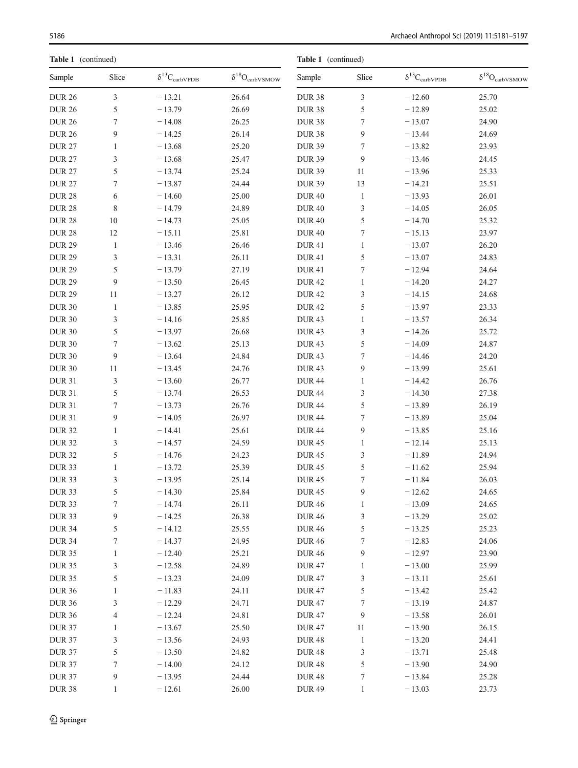**Table 1** (continued)

| Sample | Slice | $\delta^{13}C_{carbVPDB}$ | $\delta^{18}O_{carbVSMOW}$ |
|---|---|---|---|
| DUR 26 | 3 | − 13.21 | 26.64 |
| DUR 26 | 5 | − 13.79 | 26.69 |
| DUR 26 | 7 | − 14.08 | 26.25 |
| DUR 26 | 9 | − 14.25 | 26.14 |
| DUR 27 | 1 | − 13.68 | 25.20 |
| DUR 27 | 3 | − 13.68 | 25.47 |
| DUR 27 | 5 | − 13.74 | 25.24 |
| DUR 27 | 7 | − 13.87 | 24.44 |
| DUR 28 | 6 | − 14.60 | 25.00 |
| DUR 28 | 8 | − 14.79 | 24.89 |
| DUR 28 | 10 | − 14.73 | 25.05 |
| DUR 28 | 12 | − 15.11 | 25.81 |
| DUR 29 | 1 | − 13.46 | 26.46 |
| DUR 29 | 3 | − 13.31 | 26.11 |
| DUR 29 | 5 | − 13.79 | 27.19 |
| DUR 29 | 9 | − 13.50 | 26.45 |
| DUR 29 | 11 | − 13.27 | 26.12 |
| DUR 30 | 1 | − 13.85 | 25.95 |
| DUR 30 | 3 | − 14.16 | 25.85 |
| DUR 30 | 5 | − 13.97 | 26.68 |
| DUR 30 | 7 | − 13.62 | 25.13 |
| DUR 30 | 9 | − 13.64 | 24.84 |
| DUR 30 | 11 | − 13.45 | 24.76 |
| DUR 31 | 3 | − 13.60 | 26.77 |
| DUR 31 | 5 | − 13.74 | 26.53 |
| DUR 31 | 7 | − 13.73 | 26.76 |
| DUR 31 | 9 | − 14.05 | 26.97 |
| DUR 32 | 1 | − 14.41 | 25.61 |
| DUR 32 | 3 | − 14.57 | 24.59 |
| DUR 32 | 5 | − 14.76 | 24.23 |
| DUR 33 | 1 | − 13.72 | 25.39 |
| DUR 33 | 3 | − 13.95 | 25.14 |
| DUR 33 | 5 | − 14.30 | 25.84 |
| DUR 33 | 7 | − 14.74 | 26.11 |
| DUR 33 | 9 | − 14.25 | 26.38 |
| DUR 34 | 5 | − 14.12 | 25.55 |
| DUR 34 | 7 | − 14.37 | 24.95 |
| DUR 35 | 1 | − 12.40 | 25.21 |
| DUR 35 | 3 | − 12.58 | 24.89 |
| DUR 35 | 5 | − 13.23 | 24.09 |
| DUR 36 | 1 | − 11.83 | 24.11 |
| DUR 36 | 3 | − 12.29 | 24.71 |
| DUR 36 | 4 | − 12.24 | 24.81 |
| DUR 37 | 1 | − 13.67 | 25.50 |
| DUR 37 | 3 | − 13.56 | 24.93 |
| DUR 37 | 5 | − 13.50 | 24.82 |
| DUR 37 | 7 | − 14.00 | 24.12 |
| DUR 37 | 9 | − 13.95 | 24.44 |
| DUR 38 | 1 | − 12.61 | 26.00 |
| DUR 38 | 3 | − 12.60 | 25.70 |
| DUR 38 | 5 | − 12.89 | 25.02 |
| DUR 38 | 7 | − 13.07 | 24.90 |
| DUR 38 | 9 | − 13.44 | 24.69 |
| DUR 39 | 7 | − 13.82 | 23.93 |
| DUR 39 | 9 | − 13.46 | 24.45 |
| DUR 39 | 11 | − 13.96 | 25.33 |
| DUR 39 | 13 | − 14.21 | 25.51 |
| DUR 40 | 1 | − 13.93 | 26.01 |
| DUR 40 | 3 | − 14.05 | 26.05 |
| DUR 40 | 5 | − 14.70 | 25.32 |
| DUR 40 | 7 | − 15.13 | 23.97 |
| DUR 41 | 1 | − 13.07 | 26.20 |
| DUR 41 | 5 | − 13.07 | 24.83 |
| DUR 41 | 7 | − 12.94 | 24.64 |
| DUR 42 | 1 | − 14.20 | 24.27 |
| DUR 42 | 3 | − 14.15 | 24.68 |
| DUR 42 | 5 | − 13.97 | 23.33 |
| DUR 43 | 1 | − 13.57 | 26.34 |
| DUR 43 | 3 | − 14.26 | 25.72 |
| DUR 43 | 5 | − 14.09 | 24.87 |
| DUR 43 | 7 | − 14.46 | 24.20 |
| DUR 43 | 9 | − 13.99 | 25.61 |
| DUR 44 | 1 | − 14.42 | 26.76 |
| DUR 44 | 3 | − 14.30 | 27.38 |
| DUR 44 | 5 | − 13.89 | 26.19 |
| DUR 44 | 7 | − 13.89 | 25.04 |
| DUR 44 | 9 | − 13.85 | 25.16 |
| DUR 45 | 1 | − 12.14 | 25.13 |
| DUR 45 | 3 | − 11.89 | 24.94 |
| DUR 45 | 5 | − 11.62 | 25.94 |
| DUR 45 | 7 | − 11.84 | 26.03 |
| DUR 45 | 9 | − 12.62 | 24.65 |
| DUR 46 | 1 | − 13.09 | 24.65 |
| DUR 46 | 3 | − 13.29 | 25.02 |
| DUR 46 | 5 | − 13.25 | 25.23 |
| DUR 46 | 7 | − 12.83 | 24.06 |
| DUR 46 | 9 | − 12.97 | 23.90 |
| DUR 47 | 1 | − 13.00 | 25.99 |
| DUR 47 | 3 | − 13.11 | 25.61 |
| DUR 47 | 5 | − 13.42 | 25.42 |
| DUR 47 | 7 | − 13.19 | 24.87 |
| DUR 47 | 9 | − 13.58 | 26.01 |
| DUR 47 | 11 | − 13.90 | 26.15 |
| DUR 48 | 1 | − 13.20 | 24.41 |
| DUR 48 | 3 | − 13.71 | 25.48 |
| DUR 48 | 5 | − 13.90 | 24.90 |
| DUR 48 | 7 | − 13.84 | 25.28 |
| DUR 49 | 1 | − 13.03 | 23.73 |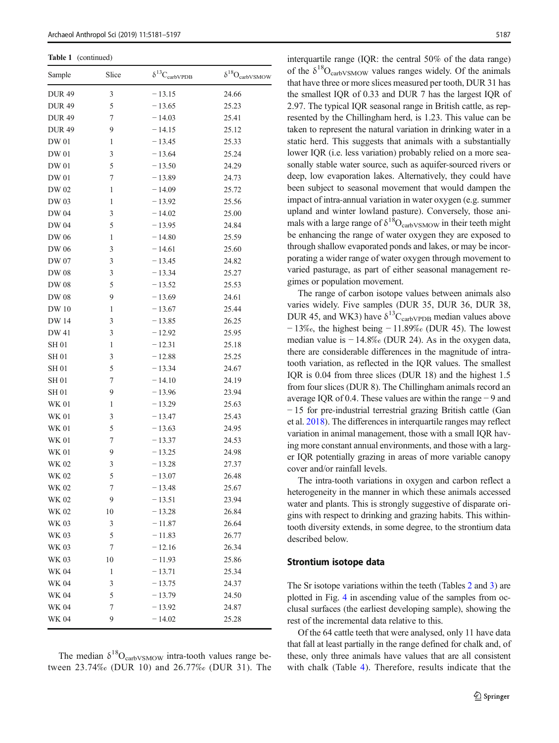**Table 1** (continued)

| Sample | Slice | $\delta^{13}C_{carbVPDB}$ | $\delta^{18}O_{carbVSMOW}$ |
|---|---|---|---|
| DUR 49 | 3 | − 13.15 | 24.66 |
| DUR 49 | 5 | − 13.65 | 25.23 |
| DUR 49 | 7 | − 14.03 | 25.41 |
| DUR 49 | 9 | − 14.15 | 25.12 |
| DW 01 | 1 | − 13.45 | 25.33 |
| DW 01 | 3 | − 13.64 | 25.24 |
| DW 01 | 5 | − 13.50 | 24.29 |
| DW 01 | 7 | − 13.89 | 24.73 |
| DW 02 | 1 | − 14.09 | 25.72 |
| DW 03 | 1 | − 13.92 | 25.56 |
| DW 04 | 3 | − 14.02 | 25.00 |
| DW 04 | 5 | − 13.95 | 24.84 |
| DW 06 | 1 | − 14.80 | 25.59 |
| DW 06 | 3 | − 14.61 | 25.60 |
| DW 07 | 3 | − 13.45 | 24.82 |
| DW 08 | 3 | − 13.34 | 25.27 |
| DW 08 | 5 | − 13.52 | 25.53 |
| DW 08 | 9 | − 13.69 | 24.61 |
| DW 10 | 1 | − 13.67 | 25.44 |
| DW 14 | 3 | − 13.85 | 26.25 |
| DW 41 | 3 | − 12.92 | 25.95 |
| SH 01 | 1 | − 12.31 | 25.18 |
| SH 01 | 3 | − 12.88 | 25.25 |
| SH 01 | 5 | − 13.34 | 24.67 |
| SH 01 | 7 | − 14.10 | 24.19 |
| SH 01 | 9 | − 13.96 | 23.94 |
| WK 01 | 1 | − 13.29 | 25.63 |
| WK 01 | 3 | − 13.47 | 25.43 |
| WK 01 | 5 | − 13.63 | 24.95 |
| WK 01 | 7 | − 13.37 | 24.53 |
| WK 01 | 9 | − 13.25 | 24.98 |
| WK 02 | 3 | − 13.28 | 27.37 |
| WK 02 | 5 | − 13.07 | 26.48 |
| WK 02 | 7 | − 13.48 | 25.67 |
| WK 02 | 9 | − 13.51 | 23.94 |
| WK 02 | 10 | − 13.28 | 26.84 |
| WK 03 | 3 | − 11.87 | 26.64 |
| WK 03 | 5 | − 11.83 | 26.77 |
| WK 03 | 7 | − 12.16 | 26.34 |
| WK 03 | 10 | − 11.93 | 25.86 |
| WK 04 | 1 | − 13.71 | 25.34 |
| WK 04 | 3 | − 13.75 | 24.37 |
| WK 04 | 5 | − 13.79 | 24.50 |
| WK 04 | 7 | − 13.92 | 24.87 |
| WK 04 | 9 | − 14.02 | 25.28 |

The median $\delta^{18}O_{carbVSMOW}$ intra-tooth values range between 23.74‰ (DUR 10) and 26.77‰ (DUR 31). The interquartile range (IQR: the central 50% of the data range) of the $\delta^{18}O_{carbVSMOW}$ values ranges widely. Of the animals that have three or more slices measured per tooth, DUR 31 has the smallest IQR of 0.33 and DUR 7 has the largest IQR of 2.97. The typical IQR seasonal range in British cattle, as represented by the Chillingham herd, is 1.23. This value can be taken to represent the natural variation in drinking water in a static herd. This suggests that animals with a substantially lower IQR (i.e. less variation) probably relied on a more seasonally stable water source, such as aquifer-sourced rivers or deep, low evaporation lakes. Alternatively, they could have been subject to seasonal movement that would dampen the impact of intra-annual variation in water oxygen (e.g. summer upland and winter lowland pasture). Conversely, those animals with a large range of $\delta^{18}O_{carbVSMOW}$ in their teeth might be enhancing the range of water oxygen they are exposed to through shallow evaporated ponds and lakes, or may be incorporating a wider range of water oxygen through movement to varied pasturage, as part of either seasonal management regimes or population movement.

The range of carbon isotope values between animals also varies widely. Five samples (DUR 35, DUR 36, DUR 38, DUR 45, and WK3) have $\delta^{13}C_{carbVPDB}$ median values above − 13‰, the highest being − 11.89‰ (DUR 45). The lowest median value is − 14.8‰ (DUR 24). As in the oxygen data, there are considerable differences in the magnitude of intra-tooth variation, as reflected in the IQR values. The smallest IQR is 0.04 from three slices (DUR 18) and the highest 1.5 from four slices (DUR 8). The Chillingham animals record an average IQR of 0.4. These values are within the range − 9 and − 15 for pre-industrial terrestrial grazing British cattle (Gan et al. 2018). The differences in interquartile ranges may reflect variation in animal management, those with a small IQR having more constant annual environments, and those with a larger IQR potentially grazing in areas of more variable canopy cover and/or rainfall levels.

The intra-tooth variations in oxygen and carbon reflect a heterogeneity in the manner in which these animals accessed water and plants. This is strongly suggestive of disparate origins with respect to drinking and grazing habits. This within-tooth diversity extends, in some degree, to the strontium data described below.

## Strontium isotope data

The Sr isotope variations within the teeth (Tables 2 and 3) are plotted in Fig. 4 in ascending value of the samples from occlusal surfaces (the earliest developing sample), showing the rest of the incremental data relative to this.

Of the 64 cattle teeth that were analysed, only 11 have data that fall at least partially in the range defined for chalk and, of these, only three animals have values that are all consistent with chalk (Table 4). Therefore, results indicate that the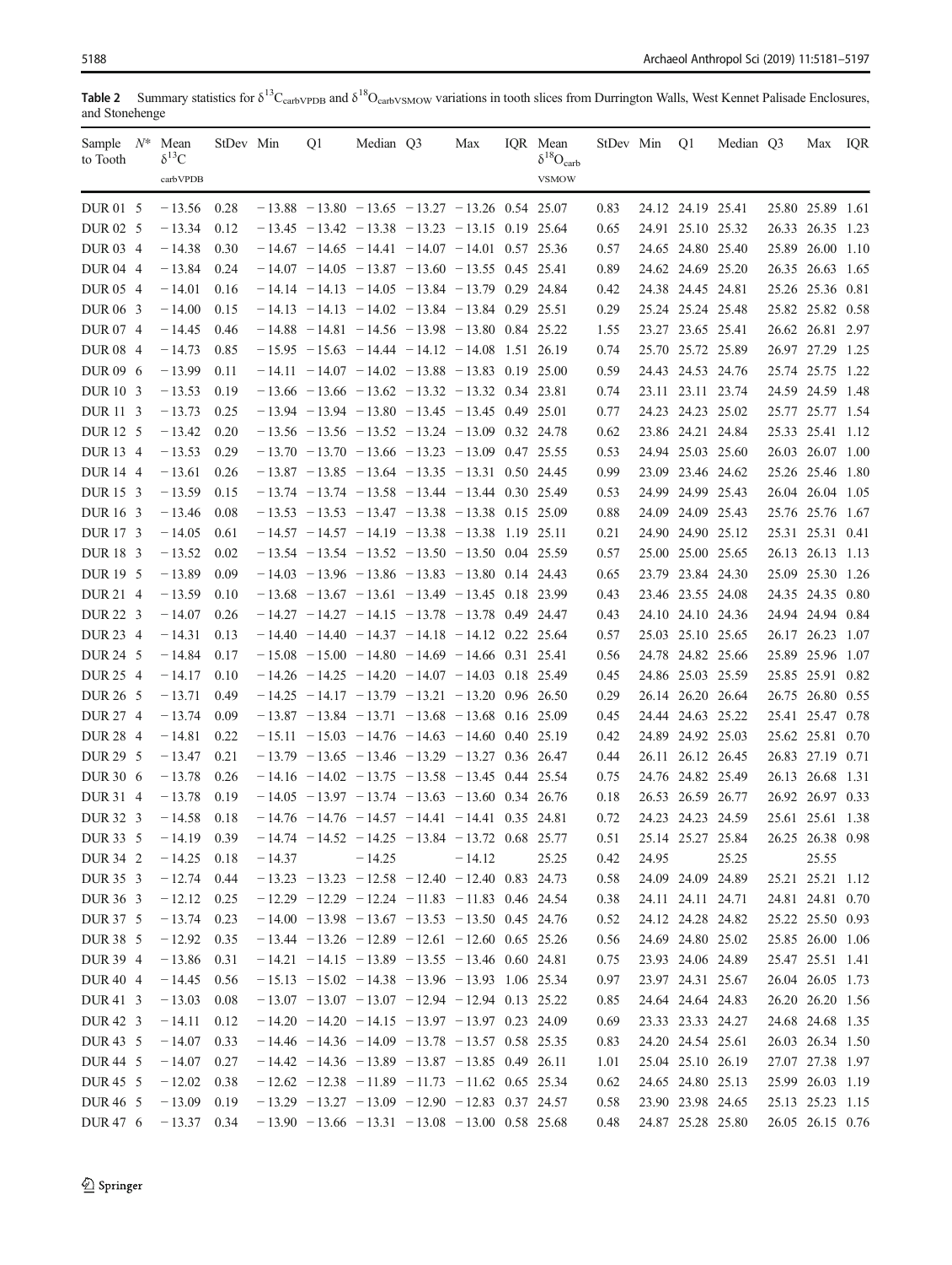**Table 2** Summary statistics for $\delta^{13}C_{carbVPDB}$ and $\delta^{18}O_{carbVSMOW}$ variations in tooth slices from Durrington Walls, West Kennet Palisade Enclosures, and Stonehenge

| Sample to Tooth | N* | Mean $\delta^{13}C_{carbVPDB}$ | StDev | Min | Q1 | Median | Q3 | Max | IQR | Mean $\delta^{18}O_{carb VSMOW}$ | StDev | Min | Q1 | Median | Q3 | Max | IQR |
|---|---|---|---|---|---|---|---|---|---|---|---|---|---|---|---|---|---|
| DUR 01 | 5 | −13.56 | 0.28 | −13.88 | −13.80 | −13.65 | −13.27 | −13.26 | 0.54 | 25.07 | 0.83 | 24.12 | 24.19 | 25.41 | 25.80 | 25.89 | 1.61 |
| DUR 02 | 5 | −13.34 | 0.12 | −13.45 | −13.42 | −13.38 | −13.23 | −13.15 | 0.19 | 25.64 | 0.65 | 24.91 | 25.10 | 25.32 | 26.33 | 26.35 | 1.23 |
| DUR 03 | 4 | −14.38 | 0.30 | −14.67 | −14.65 | −14.41 | −14.07 | −14.01 | 0.57 | 25.36 | 0.57 | 24.65 | 24.80 | 25.40 | 25.89 | 26.00 | 1.10 |
| DUR 04 | 4 | −13.84 | 0.24 | −14.07 | −14.05 | −13.87 | −13.60 | −13.55 | 0.45 | 25.41 | 0.89 | 24.62 | 24.69 | 25.20 | 26.35 | 26.63 | 1.65 |
| DUR 05 | 4 | −14.01 | 0.16 | −14.14 | −14.13 | −14.05 | −13.84 | −13.79 | 0.29 | 24.84 | 0.42 | 24.38 | 24.45 | 24.81 | 25.26 | 25.36 | 0.81 |
| DUR 06 | 3 | −14.00 | 0.15 | −14.13 | −14.13 | −14.02 | −13.84 | −13.84 | 0.29 | 25.51 | 0.29 | 25.24 | 25.24 | 25.48 | 25.82 | 25.82 | 0.58 |
| DUR 07 | 4 | −14.45 | 0.46 | −14.88 | −14.81 | −14.56 | −13.98 | −13.80 | 0.84 | 25.22 | 1.55 | 23.27 | 23.65 | 25.41 | 26.62 | 26.81 | 2.97 |
| DUR 08 | 4 | −14.73 | 0.85 | −15.95 | −15.63 | −14.44 | −14.12 | −14.08 | 1.51 | 26.19 | 0.74 | 25.70 | 25.72 | 25.89 | 26.97 | 27.29 | 1.25 |
| DUR 09 | 6 | −13.99 | 0.11 | −14.11 | −14.07 | −14.02 | −13.88 | −13.83 | 0.19 | 25.00 | 0.59 | 24.43 | 24.53 | 24.76 | 25.74 | 25.75 | 1.22 |
| DUR 10 | 3 | −13.53 | 0.19 | −13.66 | −13.66 | −13.62 | −13.32 | −13.32 | 0.34 | 23.81 | 0.74 | 23.11 | 23.11 | 23.74 | 24.59 | 24.59 | 1.48 |
| DUR 11 | 3 | −13.73 | 0.25 | −13.94 | −13.94 | −13.80 | −13.45 | −13.45 | 0.49 | 25.01 | 0.77 | 24.23 | 24.23 | 25.02 | 25.77 | 25.77 | 1.54 |
| DUR 12 | 5 | −13.42 | 0.20 | −13.56 | −13.56 | −13.52 | −13.24 | −13.09 | 0.32 | 24.78 | 0.62 | 23.86 | 24.21 | 24.84 | 25.33 | 25.41 | 1.12 |
| DUR 13 | 4 | −13.53 | 0.29 | −13.70 | −13.70 | −13.66 | −13.23 | −13.09 | 0.47 | 25.55 | 0.53 | 24.94 | 25.03 | 25.60 | 26.03 | 26.07 | 1.00 |
| DUR 14 | 4 | −13.61 | 0.26 | −13.87 | −13.85 | −13.64 | −13.35 | −13.31 | 0.50 | 24.45 | 0.99 | 23.09 | 23.46 | 24.62 | 25.26 | 25.46 | 1.80 |
| DUR 15 | 3 | −13.59 | 0.15 | −13.74 | −13.74 | −13.58 | −13.44 | −13.44 | 0.30 | 25.49 | 0.53 | 24.99 | 24.99 | 25.43 | 26.04 | 26.04 | 1.05 |
| DUR 16 | 3 | −13.46 | 0.08 | −13.53 | −13.53 | −13.47 | −13.38 | −13.38 | 0.15 | 25.09 | 0.88 | 24.09 | 24.09 | 25.43 | 25.76 | 25.76 | 1.67 |
| DUR 17 | 3 | −14.05 | 0.61 | −14.57 | −14.57 | −14.19 | −13.38 | −13.38 | 1.19 | 25.11 | 0.21 | 24.90 | 24.90 | 25.12 | 25.31 | 25.31 | 0.41 |
| DUR 18 | 3 | −13.52 | 0.02 | −13.54 | −13.54 | −13.52 | −13.50 | −13.50 | 0.04 | 25.59 | 0.57 | 25.00 | 25.00 | 25.65 | 26.13 | 26.13 | 1.13 |
| DUR 19 | 5 | −13.89 | 0.09 | −14.03 | −13.96 | −13.86 | −13.83 | −13.80 | 0.14 | 24.43 | 0.65 | 23.79 | 23.84 | 24.30 | 25.09 | 25.30 | 1.26 |
| DUR 21 | 4 | −13.59 | 0.10 | −13.68 | −13.67 | −13.61 | −13.49 | −13.45 | 0.18 | 23.99 | 0.43 | 23.46 | 23.55 | 24.08 | 24.35 | 24.35 | 0.80 |
| DUR 22 | 3 | −14.07 | 0.26 | −14.27 | −14.27 | −14.15 | −13.78 | −13.78 | 0.49 | 24.47 | 0.43 | 24.10 | 24.10 | 24.36 | 24.94 | 24.94 | 0.84 |
| DUR 23 | 4 | −14.31 | 0.13 | −14.40 | −14.40 | −14.37 | −14.18 | −14.12 | 0.22 | 25.64 | 0.57 | 25.03 | 25.10 | 25.65 | 26.17 | 26.23 | 1.07 |
| DUR 24 | 5 | −14.84 | 0.17 | −15.08 | −15.00 | −14.80 | −14.69 | −14.66 | 0.31 | 25.41 | 0.56 | 24.78 | 24.82 | 25.66 | 25.89 | 25.96 | 1.07 |
| DUR 25 | 4 | −14.17 | 0.10 | −14.26 | −14.25 | −14.20 | −14.07 | −14.03 | 0.18 | 25.49 | 0.45 | 24.86 | 25.03 | 25.59 | 25.85 | 25.91 | 0.82 |
| DUR 26 | 5 | −13.71 | 0.49 | −14.25 | −14.17 | −13.79 | −13.21 | −13.20 | 0.96 | 26.50 | 0.29 | 26.14 | 26.20 | 26.64 | 26.75 | 26.80 | 0.55 |
| DUR 27 | 4 | −13.74 | 0.09 | −13.87 | −13.84 | −13.71 | −13.68 | −13.68 | 0.16 | 25.09 | 0.45 | 24.44 | 24.63 | 25.22 | 25.41 | 25.47 | 0.78 |
| DUR 28 | 4 | −14.81 | 0.22 | −15.11 | −15.03 | −14.76 | −14.63 | −14.60 | 0.40 | 25.19 | 0.42 | 24.89 | 24.92 | 25.03 | 25.62 | 25.81 | 0.70 |
| DUR 29 | 5 | −13.47 | 0.21 | −13.79 | −13.65 | −13.46 | −13.29 | −13.27 | 0.36 | 26.47 | 0.44 | 26.11 | 26.12 | 26.45 | 26.83 | 27.19 | 0.71 |
| DUR 30 | 6 | −13.78 | 0.26 | −14.16 | −14.02 | −13.75 | −13.58 | −13.45 | 0.44 | 25.54 | 0.75 | 24.76 | 24.82 | 25.49 | 26.13 | 26.68 | 1.31 |
| DUR 31 | 4 | −13.78 | 0.19 | −14.05 | −13.97 | −13.74 | −13.63 | −13.60 | 0.34 | 26.76 | 0.18 | 26.53 | 26.59 | 26.77 | 26.92 | 26.97 | 0.33 |
| DUR 32 | 3 | −14.58 | 0.18 | −14.76 | −14.76 | −14.57 | −14.41 | −14.41 | 0.35 | 24.81 | 0.72 | 24.23 | 24.23 | 24.59 | 25.61 | 25.61 | 1.38 |
| DUR 33 | 5 | −14.19 | 0.39 | −14.74 | −14.52 | −14.25 | −13.84 | −13.72 | 0.68 | 25.77 | 0.51 | 25.14 | 25.27 | 25.84 | 26.25 | 26.38 | 0.98 |
| DUR 34 | 2 | −14.25 | 0.18 | −14.37 | | −14.25 | | −14.12 | | 25.25 | 0.42 | 24.95 | | 25.25 | | 25.55 | |
| DUR 35 | 3 | −12.74 | 0.44 | −13.23 | −13.23 | −12.58 | −12.40 | −12.40 | 0.83 | 24.73 | 0.58 | 24.09 | 24.09 | 24.89 | 25.21 | 25.21 | 1.12 |
| DUR 36 | 3 | −12.12 | 0.25 | −12.29 | −12.29 | −12.24 | −11.83 | −11.83 | 0.46 | 24.54 | 0.38 | 24.11 | 24.11 | 24.71 | 24.81 | 24.81 | 0.70 |
| DUR 37 | 5 | −13.74 | 0.23 | −14.00 | −13.98 | −13.67 | −13.53 | −13.50 | 0.45 | 24.76 | 0.52 | 24.12 | 24.28 | 24.82 | 25.22 | 25.50 | 0.93 |
| DUR 38 | 5 | −12.92 | 0.35 | −13.44 | −13.26 | −12.89 | −12.61 | −12.60 | 0.65 | 25.26 | 0.56 | 24.69 | 24.80 | 25.02 | 25.85 | 26.00 | 1.06 |
| DUR 39 | 4 | −13.86 | 0.31 | −14.21 | −14.15 | −13.89 | −13.55 | −13.46 | 0.60 | 24.81 | 0.75 | 23.93 | 24.06 | 24.89 | 25.47 | 25.51 | 1.41 |
| DUR 40 | 4 | −14.45 | 0.56 | −15.13 | −15.02 | −14.38 | −13.96 | −13.93 | 1.06 | 25.34 | 0.97 | 23.97 | 24.31 | 25.67 | 26.04 | 26.05 | 1.73 |
| DUR 41 | 3 | −13.03 | 0.08 | −13.07 | −13.07 | −13.07 | −12.94 | −12.94 | 0.13 | 25.22 | 0.85 | 24.64 | 24.64 | 24.83 | 26.20 | 26.20 | 1.56 |
| DUR 42 | 3 | −14.11 | 0.12 | −14.20 | −14.20 | −14.15 | −13.97 | −13.97 | 0.23 | 24.09 | 0.69 | 23.33 | 23.33 | 24.27 | 24.68 | 24.68 | 1.35 |
| DUR 43 | 5 | −14.07 | 0.33 | −14.46 | −14.36 | −14.09 | −13.78 | −13.57 | 0.58 | 25.35 | 0.83 | 24.20 | 24.54 | 25.61 | 26.03 | 26.34 | 1.50 |
| DUR 44 | 5 | −14.07 | 0.27 | −14.42 | −14.36 | −13.89 | −13.87 | −13.85 | 0.49 | 26.11 | 1.01 | 25.04 | 25.10 | 26.19 | 27.07 | 27.38 | 1.97 |
| DUR 45 | 5 | −12.02 | 0.38 | −12.62 | −12.38 | −11.89 | −11.73 | −11.62 | 0.65 | 25.34 | 0.62 | 24.65 | 24.80 | 25.13 | 25.99 | 26.03 | 1.19 |
| DUR 46 | 5 | −13.09 | 0.19 | −13.29 | −13.27 | −13.09 | −12.90 | −12.83 | 0.37 | 24.57 | 0.58 | 23.90 | 23.98 | 24.65 | 25.13 | 25.23 | 1.15 |
| DUR 47 | 6 | −13.37 | 0.34 | −13.90 | −13.66 | −13.31 | −13.08 | −13.00 | 0.58 | 25.68 | 0.48 | 24.87 | 25.28 | 25.80 | 26.05 | 26.15 | 0.76 |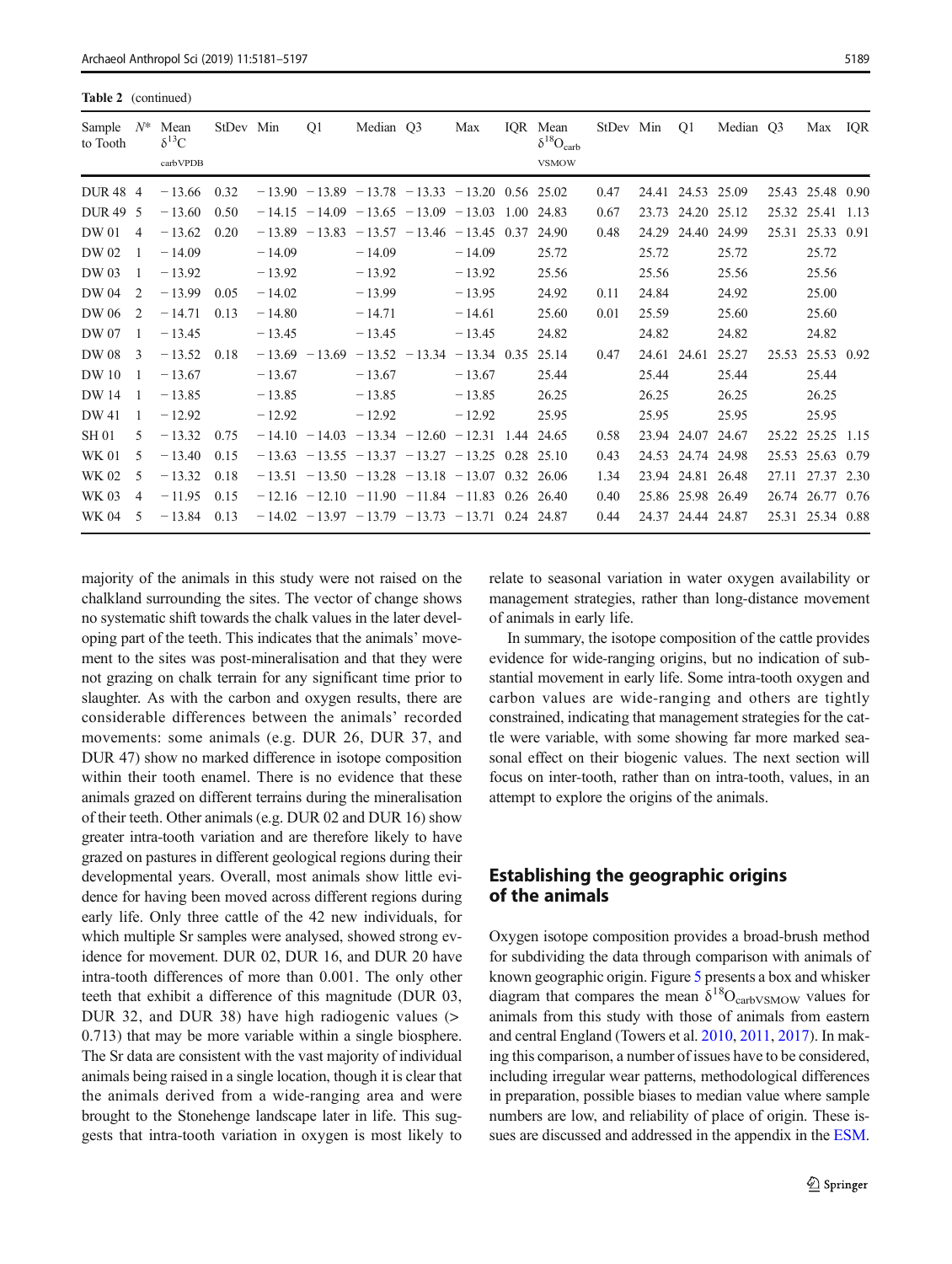**Table 2** (continued)

| Sample to Tooth | $N^*$ | Mean $\delta^{13}C_{carbVPDB}$ | StDev | Min | Q1 | Median | Q3 | Max | IQR | Mean $\delta^{18}O_{carb VSMOW}$ | StDev | Min | Q1 | Median | Q3 | Max | IQR |
|---|---|---|---|---|---|---|---|---|---|---|---|---|---|---|---|---|---|
| DUR 48 | 4 | −13.66 | 0.32 | −13.90 | −13.89 | −13.78 | −13.33 | −13.20 | 0.56 | 25.02 | 0.47 | 24.41 | 24.53 | 25.09 | 25.43 | 25.48 | 0.90 |
| DUR 49 | 5 | −13.60 | 0.50 | −14.15 | −14.09 | −13.65 | −13.09 | −13.03 | 1.00 | 24.83 | 0.67 | 23.73 | 24.20 | 25.12 | 25.32 | 25.41 | 1.13 |
| DW 01 | 4 | −13.62 | 0.20 | −13.89 | −13.83 | −13.57 | −13.46 | −13.45 | 0.37 | 24.90 | 0.48 | 24.29 | 24.40 | 24.99 | 25.31 | 25.33 | 0.91 |
| DW 02 | 1 | −14.09 | | −14.09 | | −14.09 | | −14.09 | | 25.72 | | 25.72 | | 25.72 | | 25.72 | |
| DW 03 | 1 | −13.92 | | −13.92 | | −13.92 | | −13.92 | | 25.56 | | 25.56 | | 25.56 | | 25.56 | |
| DW 04 | 2 | −13.99 | 0.05 | −14.02 | | −13.99 | | −13.95 | | 24.92 | 0.11 | 24.84 | | 24.92 | | 25.00 | |
| DW 06 | 2 | −14.71 | 0.13 | −14.80 | | −14.71 | | −14.61 | | 25.60 | 0.01 | 25.59 | | 25.60 | | 25.60 | |
| DW 07 | 1 | −13.45 | | −13.45 | | −13.45 | | −13.45 | | 24.82 | | 24.82 | | 24.82 | | 24.82 | |
| DW 08 | 3 | −13.52 | 0.18 | −13.69 | −13.69 | −13.52 | −13.34 | −13.34 | 0.35 | 25.14 | 0.47 | 24.61 | 24.61 | 25.27 | 25.53 | 25.53 | 0.92 |
| DW 10 | 1 | −13.67 | | −13.67 | | −13.67 | | −13.67 | | 25.44 | | 25.44 | | 25.44 | | 25.44 | |
| DW 14 | 1 | −13.85 | | −13.85 | | −13.85 | | −13.85 | | 26.25 | | 26.25 | | 26.25 | | 26.25 | |
| DW 41 | 1 | −12.92 | | −12.92 | | −12.92 | | −12.92 | | 25.95 | | 25.95 | | 25.95 | | 25.95 | |
| SH 01 | 5 | −13.32 | 0.75 | −14.10 | −14.03 | −13.34 | −12.60 | −12.31 | 1.44 | 24.65 | 0.58 | 23.94 | 24.07 | 24.67 | 25.22 | 25.25 | 1.15 |
| WK 01 | 5 | −13.40 | 0.15 | −13.63 | −13.55 | −13.37 | −13.27 | −13.25 | 0.28 | 25.10 | 0.43 | 24.53 | 24.74 | 24.98 | 25.53 | 25.63 | 0.79 |
| WK 02 | 5 | −13.32 | 0.18 | −13.51 | −13.50 | −13.28 | −13.18 | −13.07 | 0.32 | 26.06 | 1.34 | 23.94 | 24.81 | 26.48 | 27.11 | 27.37 | 2.30 |
| WK 03 | 4 | −11.95 | 0.15 | −12.16 | −12.10 | −11.90 | −11.84 | −11.83 | 0.26 | 26.40 | 0.40 | 25.86 | 25.98 | 26.49 | 26.74 | 26.77 | 0.76 |
| WK 04 | 5 | −13.84 | 0.13 | −14.02 | −13.97 | −13.79 | −13.73 | −13.71 | 0.24 | 24.87 | 0.44 | 24.37 | 24.44 | 24.87 | 25.31 | 25.34 | 0.88 |

majority of the animals in this study were not raised on the chalkland surrounding the sites. The vector of change shows no systematic shift towards the chalk values in the later developing part of the teeth. This indicates that the animals' movement to the sites was post-mineralisation and that they were not grazing on chalk terrain for any significant time prior to slaughter. As with the carbon and oxygen results, there are considerable differences between the animals' recorded movements: some animals (e.g. DUR 26, DUR 37, and DUR 47) show no marked difference in isotope composition within their tooth enamel. There is no evidence that these animals grazed on different terrains during the mineralisation of their teeth. Other animals (e.g. DUR 02 and DUR 16) show greater intra-tooth variation and are therefore likely to have grazed on pastures in different geological regions during their developmental years. Overall, most animals show little evidence for having been moved across different regions during early life. Only three cattle of the 42 new individuals, for which multiple Sr samples were analysed, showed strong evidence for movement. DUR 02, DUR 16, and DUR 20 have intra-tooth differences of more than 0.001. The only other teeth that exhibit a difference of this magnitude (DUR 03, DUR 32, and DUR 38) have high radiogenic values (> 0.713) that may be more variable within a single biosphere. The Sr data are consistent with the vast majority of individual animals being raised in a single location, though it is clear that the animals derived from a wide-ranging area and were brought to the Stonehenge landscape later in life. This suggests that intra-tooth variation in oxygen is most likely to relate to seasonal variation in water oxygen availability or management strategies, rather than long-distance movement of animals in early life.

In summary, the isotope composition of the cattle provides evidence for wide-ranging origins, but no indication of substantial movement in early life. Some intra-tooth oxygen and carbon values are wide-ranging and others are tightly constrained, indicating that management strategies for the cattle were variable, with some showing far more marked seasonal effect on their biogenic values. The next section will focus on inter-tooth, rather than on intra-tooth, values, in an attempt to explore the origins of the animals.

## Establishing the geographic origins of the animals

Oxygen isotope composition provides a broad-brush method for subdividing the data through comparison with animals of known geographic origin. Figure 5 presents a box and whisker diagram that compares the mean $\delta^{18}O_{carbVSMOW}$ values for animals from this study with those of animals from eastern and central England (Towers et al. 2010, 2011, 2017). In making this comparison, a number of issues have to be considered, including irregular wear patterns, methodological differences in preparation, possible biases to median value where sample numbers are low, and reliability of place of origin. These issues are discussed and addressed in the appendix in the ESM.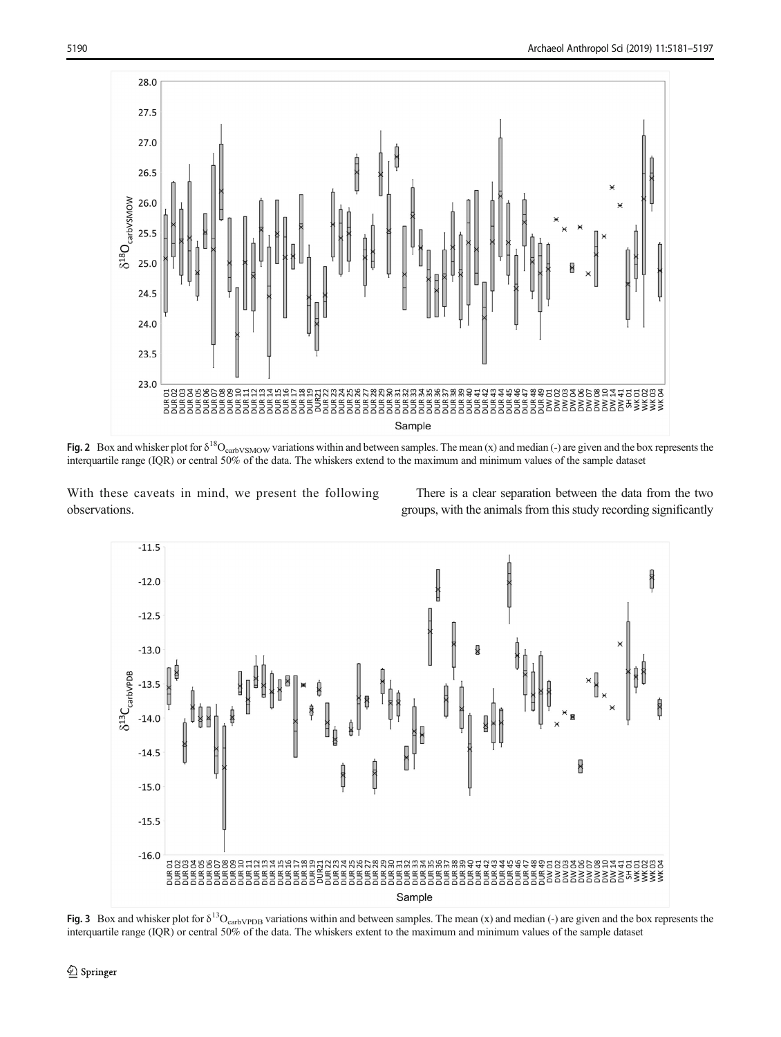Fig. 2 Box and whisker plot for $\delta^{18}O_{carbVSMOW}$ variations within and between samples. The mean (x) and median (-) are given and the box represents the interquartile range (IQR) or central 50% of the data. The whiskers extend to the maximum and minimum values of the sample dataset

With these caveats in mind, we present the following observations.

There is a clear separation between the data from the two groups, with the animals from this study recording significantly

Fig. 3 Box and whisker plot for $\delta^{13}C_{carbVPDB}$ variations within and between samples. The mean (x) and median (-) are given and the box represents the interquartile range (IQR) or central 50% of the data. The whiskers extent to the maximum and minimum values of the sample dataset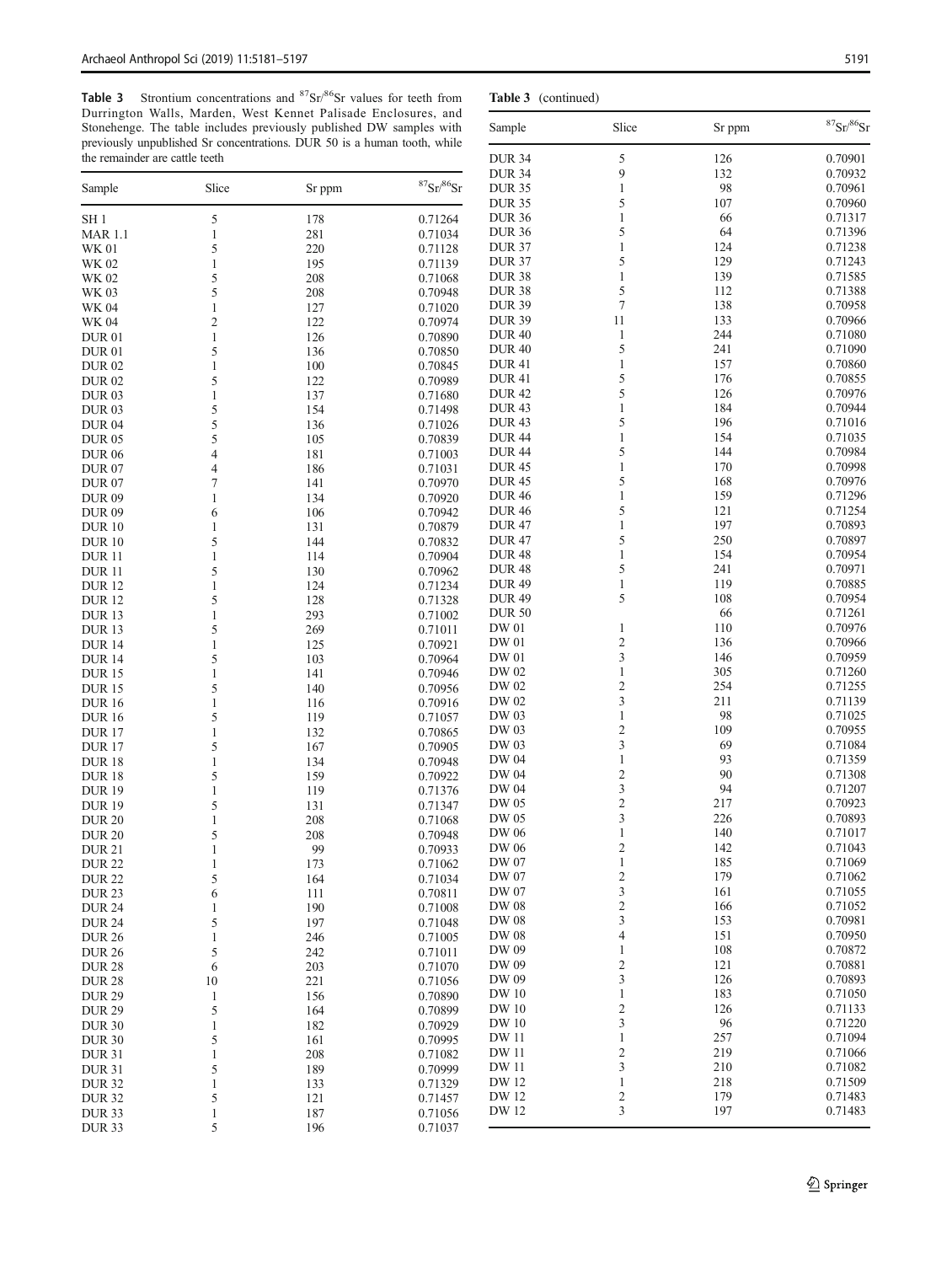**Table 3** Strontium concentrations and $^{87}Sr/^{86}Sr$ values for teeth from Durrington Walls, Marden, West Kennet Palisade Enclosures, and Stonehenge. The table includes previously published DW samples with previously unpublished Sr concentrations. DUR 50 is a human tooth, while the remainder are cattle teeth

| Sample | Slice | Sr ppm | $^{87}Sr/^{86}Sr$ |
|---|---|---|---|
| SH 1 | 5 | 178 | 0.71264 |
| MAR 1.1 | 1 | 281 | 0.71034 |
| WK 01 | 5 | 220 | 0.71128 |
| WK 02 | 1 | 195 | 0.71139 |
| WK 02 | 5 | 208 | 0.71068 |
| WK 03 | 5 | 208 | 0.70948 |
| WK 04 | 1 | 127 | 0.71020 |
| WK 04 | 2 | 122 | 0.70974 |
| DUR 01 | 1 | 126 | 0.70890 |
| DUR 01 | 5 | 136 | 0.70850 |
| DUR 02 | 1 | 100 | 0.70845 |
| DUR 02 | 5 | 122 | 0.70989 |
| DUR 03 | 1 | 137 | 0.71680 |
| DUR 03 | 5 | 154 | 0.71498 |
| DUR 04 | 5 | 136 | 0.71026 |
| DUR 05 | 5 | 105 | 0.70839 |
| DUR 06 | 4 | 181 | 0.71003 |
| DUR 07 | 4 | 186 | 0.71031 |
| DUR 07 | 7 | 141 | 0.70970 |
| DUR 09 | 1 | 134 | 0.70920 |
| DUR 09 | 6 | 106 | 0.70942 |
| DUR 10 | 1 | 131 | 0.70879 |
| DUR 10 | 5 | 144 | 0.70832 |
| DUR 11 | 1 | 114 | 0.70904 |
| DUR 11 | 5 | 130 | 0.70962 |
| DUR 12 | 1 | 124 | 0.71234 |
| DUR 12 | 5 | 128 | 0.71328 |
| DUR 13 | 1 | 293 | 0.71002 |
| DUR 13 | 5 | 269 | 0.71011 |
| DUR 14 | 1 | 125 | 0.70921 |
| DUR 14 | 5 | 103 | 0.70964 |
| DUR 15 | 1 | 141 | 0.70946 |
| DUR 15 | 5 | 140 | 0.70956 |
| DUR 16 | 1 | 116 | 0.70916 |
| DUR 16 | 5 | 119 | 0.71057 |
| DUR 17 | 1 | 132 | 0.70865 |
| DUR 17 | 5 | 167 | 0.70905 |
| DUR 18 | 1 | 134 | 0.70948 |
| DUR 18 | 5 | 159 | 0.70922 |
| DUR 19 | 1 | 119 | 0.71376 |
| DUR 19 | 5 | 131 | 0.71347 |
| DUR 20 | 1 | 208 | 0.71068 |
| DUR 20 | 5 | 208 | 0.70948 |
| DUR 21 | 1 | 99 | 0.70933 |
| DUR 22 | 1 | 173 | 0.71062 |
| DUR 22 | 5 | 164 | 0.71034 |
| DUR 23 | 6 | 111 | 0.70811 |
| DUR 24 | 1 | 190 | 0.71008 |
| DUR 24 | 5 | 197 | 0.71048 |
| DUR 26 | 1 | 246 | 0.71005 |
| DUR 26 | 5 | 242 | 0.71011 |
| DUR 28 | 6 | 203 | 0.71070 |
| DUR 28 | 10 | 221 | 0.71056 |
| DUR 29 | 1 | 156 | 0.70890 |
| DUR 29 | 5 | 164 | 0.70899 |
| DUR 30 | 1 | 182 | 0.70929 |
| DUR 30 | 5 | 161 | 0.70995 |
| DUR 31 | 1 | 208 | 0.71082 |
| DUR 31 | 5 | 189 | 0.70999 |
| DUR 32 | 1 | 133 | 0.71329 |
| DUR 32 | 5 | 121 | 0.71457 |
| DUR 33 | 1 | 187 | 0.71056 |
| DUR 33 | 5 | 196 | 0.71037 |
| DUR 34 | 5 | 126 | 0.70901 |
| DUR 34 | 9 | 132 | 0.70932 |
| DUR 35 | 1 | 98 | 0.70961 |
| DUR 35 | 5 | 107 | 0.70960 |
| DUR 36 | 1 | 66 | 0.71317 |
| DUR 36 | 5 | 64 | 0.71396 |
| DUR 37 | 1 | 124 | 0.71238 |
| DUR 37 | 5 | 129 | 0.71243 |
| DUR 38 | 1 | 139 | 0.71585 |
| DUR 38 | 5 | 112 | 0.71388 |
| DUR 39 | 7 | 138 | 0.70958 |
| DUR 39 | 11 | 133 | 0.70966 |
| DUR 40 | 1 | 244 | 0.71080 |
| DUR 40 | 5 | 241 | 0.71090 |
| DUR 41 | 1 | 157 | 0.70860 |
| DUR 41 | 5 | 176 | 0.70855 |
| DUR 42 | 5 | 126 | 0.70976 |
| DUR 43 | 1 | 184 | 0.70944 |
| DUR 43 | 5 | 196 | 0.71016 |
| DUR 44 | 1 | 154 | 0.71035 |
| DUR 44 | 5 | 144 | 0.70984 |
| DUR 45 | 1 | 170 | 0.70998 |
| DUR 45 | 5 | 168 | 0.70976 |
| DUR 46 | 1 | 159 | 0.71296 |
| DUR 46 | 5 | 121 | 0.71254 |
| DUR 47 | 1 | 197 | 0.70893 |
| DUR 47 | 5 | 250 | 0.70897 |
| DUR 48 | 1 | 154 | 0.70954 |
| DUR 48 | 5 | 241 | 0.70971 |
| DUR 49 | 1 | 119 | 0.70885 |
| DUR 49 | 5 | 108 | 0.70954 |
| DUR 50 | | 66 | 0.71261 |
| DW 01 | 1 | 110 | 0.70976 |
| DW 01 | 2 | 136 | 0.70966 |
| DW 01 | 3 | 146 | 0.70959 |
| DW 02 | 1 | 305 | 0.71260 |
| DW 02 | 2 | 254 | 0.71255 |
| DW 02 | 3 | 211 | 0.71139 |
| DW 03 | 1 | 98 | 0.71025 |
| DW 03 | 2 | 109 | 0.70955 |
| DW 03 | 3 | 69 | 0.71084 |
| DW 04 | 1 | 93 | 0.71359 |
| DW 04 | 2 | 90 | 0.71308 |
| DW 04 | 3 | 94 | 0.71207 |
| DW 05 | 2 | 217 | 0.70923 |
| DW 05 | 3 | 226 | 0.70893 |
| DW 06 | 1 | 140 | 0.71017 |
| DW 06 | 2 | 142 | 0.71043 |
| DW 07 | 1 | 185 | 0.71069 |
| DW 07 | 2 | 179 | 0.71062 |
| DW 07 | 3 | 161 | 0.71055 |
| DW 08 | 2 | 166 | 0.71052 |
| DW 08 | 3 | 153 | 0.70981 |
| DW 08 | 4 | 151 | 0.70950 |
| DW 09 | 1 | 108 | 0.70872 |
| DW 09 | 2 | 121 | 0.70881 |
| DW 09 | 3 | 126 | 0.70893 |
| DW 10 | 1 | 183 | 0.71050 |
| DW 10 | 2 | 126 | 0.71133 |
| DW 10 | 3 | 96 | 0.71220 |
| DW 11 | 1 | 257 | 0.71094 |
| DW 11 | 2 | 219 | 0.71066 |
| DW 11 | 3 | 210 | 0.71082 |
| DW 12 | 1 | 218 | 0.71509 |
| DW 12 | 2 | 179 | 0.71483 |
| DW 12 | 3 | 197 | 0.71483 |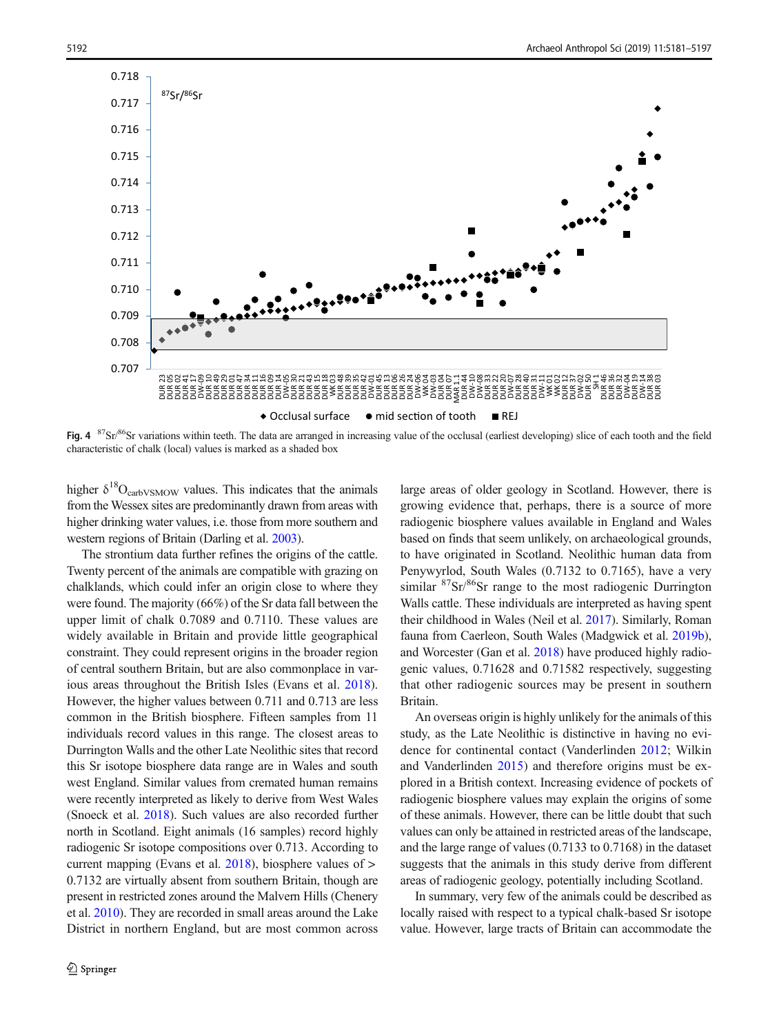Fig. 4 $^{87}Sr/^{86}Sr$ variations within teeth. The data are arranged in increasing value of the occlusal (earliest developing) slice of each tooth and the field characteristic of chalk (local) values is marked as a shaded box

higher $\delta^{18}O_{carbVSMOW}$ values. This indicates that the animals from the Wessex sites are predominantly drawn from areas with higher drinking water values, i.e. those from more southern and western regions of Britain (Darling et al. 2003).

The strontium data further refines the origins of the cattle. Twenty percent of the animals are compatible with grazing on chalklands, which could infer an origin close to where they were found. The majority (66%) of the Sr data fall between the upper limit of chalk 0.7089 and 0.7110. These values are widely available in Britain and provide little geographical constraint. They could represent origins in the broader region of central southern Britain, but are also commonplace in various areas throughout the British Isles (Evans et al. 2018). However, the higher values between 0.711 and 0.713 are less common in the British biosphere. Fifteen samples from 11 individuals record values in this range. The closest areas to Durrington Walls and the other Late Neolithic sites that record this Sr isotope biosphere data range are in Wales and south west England. Similar values from cremated human remains were recently interpreted as likely to derive from West Wales (Snoeck et al. 2018). Such values are also recorded further north in Scotland. Eight animals (16 samples) record highly radiogenic Sr isotope compositions over 0.713. According to current mapping (Evans et al. 2018), biosphere values of > 0.7132 are virtually absent from southern Britain, though are present in restricted zones around the Malvern Hills (Chenery et al. 2010). They are recorded in small areas around the Lake District in northern England, but are most common across large areas of older geology in Scotland. However, there is growing evidence that, perhaps, there is a source of more radiogenic biosphere values available in England and Wales based on finds that seem unlikely, on archaeological grounds, to have originated in Scotland. Neolithic human data from Penywyrlod, South Wales (0.7132 to 0.7165), have a very similar $^{87}Sr/^{86}Sr$ range to the most radiogenic Durrington Walls cattle. These individuals are interpreted as having spent their childhood in Wales (Neil et al. 2017). Similarly, Roman fauna from Caerleon, South Wales (Madgwick et al. 2019b), and Worcester (Gan et al. 2018) have produced highly radiogenic values, 0.71628 and 0.71582 respectively, suggesting that other radiogenic sources may be present in southern Britain.

An overseas origin is highly unlikely for the animals of this study, as the Late Neolithic is distinctive in having no evidence for continental contact (Vanderlinden 2012; Wilkin and Vanderlinden 2015) and therefore origins must be explored in a British context. Increasing evidence of pockets of radiogenic biosphere values may explain the origins of some of these animals. However, there can be little doubt that such values can only be attained in restricted areas of the landscape, and the large range of values (0.7133 to 0.7168) in the dataset suggests that the animals in this study derive from different areas of radiogenic geology, potentially including Scotland.

In summary, very few of the animals could be described as locally raised with respect to a typical chalk-based Sr isotope value. However, large tracts of Britain can accommodate the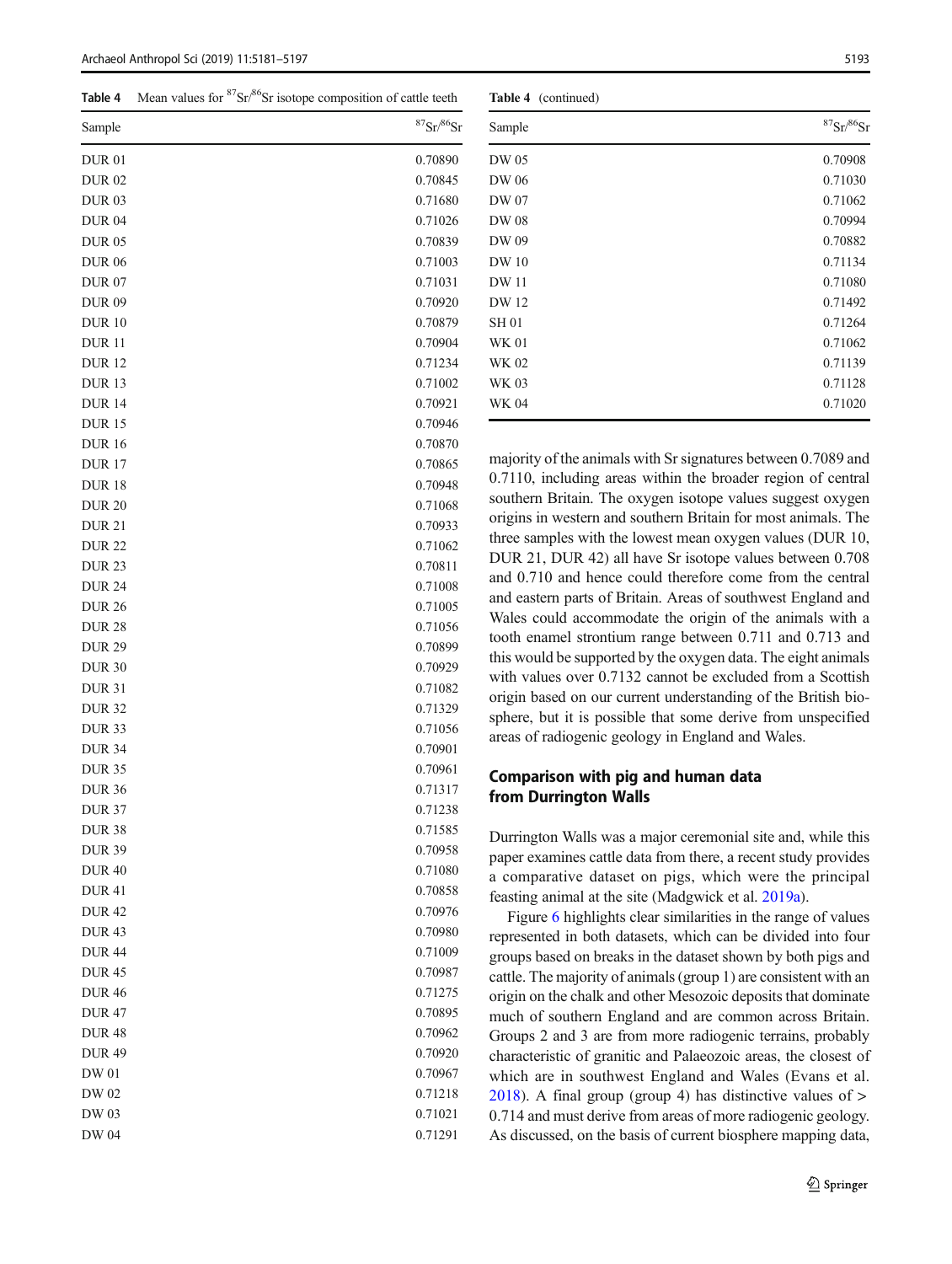**Table 4** Mean values for $^{87}Sr/^{86}Sr$ isotope composition of cattle teeth

| Sample | $^{87}Sr/^{86}Sr$ |
|---|---|
| DUR 01 | 0.70890 |
| DUR 02 | 0.70845 |
| DUR 03 | 0.71680 |
| DUR 04 | 0.71026 |
| DUR 05 | 0.70839 |
| DUR 06 | 0.71003 |
| DUR 07 | 0.71031 |
| DUR 09 | 0.70920 |
| DUR 10 | 0.70879 |
| DUR 11 | 0.70904 |
| DUR 12 | 0.71234 |
| DUR 13 | 0.71002 |
| DUR 14 | 0.70921 |
| DUR 15 | 0.70946 |
| DUR 16 | 0.70870 |
| DUR 17 | 0.70865 |
| DUR 18 | 0.70948 |
| DUR 20 | 0.71068 |
| DUR 21 | 0.70933 |
| DUR 22 | 0.71062 |
| DUR 23 | 0.70811 |
| DUR 24 | 0.71008 |
| DUR 26 | 0.71005 |
| DUR 28 | 0.71056 |
| DUR 29 | 0.70899 |
| DUR 30 | 0.70929 |
| DUR 31 | 0.71082 |
| DUR 32 | 0.71329 |
| DUR 33 | 0.71056 |
| DUR 34 | 0.70901 |
| DUR 35 | 0.70961 |
| DUR 36 | 0.71317 |
| DUR 37 | 0.71238 |
| DUR 38 | 0.71585 |
| DUR 39 | 0.70958 |
| DUR 40 | 0.71080 |
| DUR 41 | 0.70858 |
| DUR 42 | 0.70976 |
| DUR 43 | 0.70980 |
| DUR 44 | 0.71009 |
| DUR 45 | 0.70987 |
| DUR 46 | 0.71275 |
| DUR 47 | 0.70895 |
| DUR 48 | 0.70962 |
| DUR 49 | 0.70920 |
| DW 01 | 0.70967 |
| DW 02 | 0.71218 |
| DW 03 | 0.71021 |
| DW 04 | 0.71291 |
| DW 05 | 0.70908 |
| DW 06 | 0.71030 |
| DW 07 | 0.71062 |
| DW 08 | 0.70994 |
| DW 09 | 0.70882 |
| DW 10 | 0.71134 |
| DW 11 | 0.71080 |
| DW 12 | 0.71492 |
| SH 01 | 0.71264 |
| WK 01 | 0.71062 |
| WK 02 | 0.71139 |
| WK 03 | 0.71128 |
| WK 04 | 0.71020 |

majority of the animals with Sr signatures between 0.7089 and 0.7110, including areas within the broader region of central southern Britain. The oxygen isotope values suggest oxygen origins in western and southern Britain for most animals. The three samples with the lowest mean oxygen values (DUR 10, DUR 21, DUR 42) all have Sr isotope values between 0.708 and 0.710 and hence could therefore come from the central and eastern parts of Britain. Areas of southwest England and Wales could accommodate the origin of the animals with a tooth enamel strontium range between 0.711 and 0.713 and this would be supported by the oxygen data. The eight animals with values over 0.7132 cannot be excluded from a Scottish origin based on our current understanding of the British biosphere, but it is possible that some derive from unspecified areas of radiogenic geology in England and Wales.

## Comparison with pig and human data from Durrington Walls

Durrington Walls was a major ceremonial site and, while this paper examines cattle data from there, a recent study provides a comparative dataset on pigs, which were the principal feasting animal at the site (Madgwick et al. 2019a).

Figure 6 highlights clear similarities in the range of values represented in both datasets, which can be divided into four groups based on breaks in the dataset shown by both pigs and cattle. The majority of animals (group 1) are consistent with an origin on the chalk and other Mesozoic deposits that dominate much of southern England and are common across Britain. Groups 2 and 3 are from more radiogenic terrains, probably characteristic of granitic and Palaeozoic areas, the closest of which are in southwest England and Wales (Evans et al. 2018). A final group (group 4) has distinctive values of > 0.714 and must derive from areas of more radiogenic geology. As discussed, on the basis of current biosphere mapping data,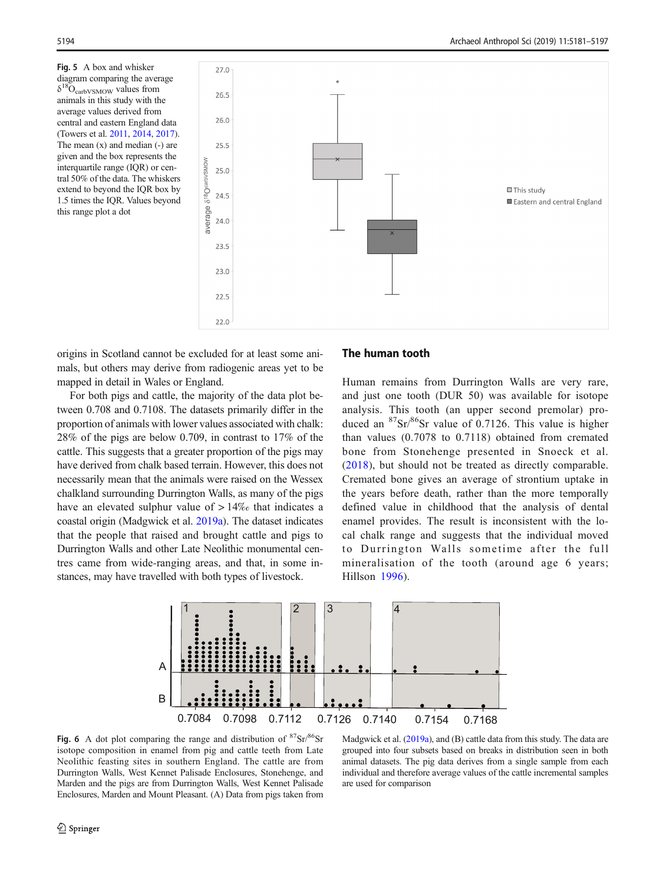Fig. 5 A box and whisker diagram comparing the average $\delta^{18}O_{carbVSMOW}$ values from animals in this study with the average values derived from central and eastern England data (Towers et al. 2011, 2014, 2017). The mean (x) and median (-) are given and the box represents the interquartile range (IQR) or central 50% of the data. The whiskers extend to beyond the IQR box by 1.5 times the IQR. Values beyond this range plot a dot

origins in Scotland cannot be excluded for at least some animals, but others may derive from radiogenic areas yet to be mapped in detail in Wales or England.

For both pigs and cattle, the majority of the data plot between 0.708 and 0.7108. The datasets primarily differ in the proportion of animals with lower values associated with chalk: 28% of the pigs are below 0.709, in contrast to 17% of the cattle. This suggests that a greater proportion of the pigs may have derived from chalk based terrain. However, this does not necessarily mean that the animals were raised on the Wessex chalkland surrounding Durrington Walls, as many of the pigs have an elevated sulphur value of > 14‰ that indicates a coastal origin (Madgwick et al. 2019a). The dataset indicates that the people that raised and brought cattle and pigs to Durrington Walls and other Late Neolithic monumental centres came from wide-ranging areas, and that, in some instances, may have travelled with both types of livestock.

## The human tooth

Human remains from Durrington Walls are very rare, and just one tooth (DUR 50) was available for isotope analysis. This tooth (an upper second premolar) produced an $^{87}Sr/^{86}Sr$ value of 0.7126. This value is higher than values (0.7078 to 0.7118) obtained from cremated bone from Stonehenge presented in Snoeck et al. (2018), but should not be treated as directly comparable. Cremated bone gives an average of strontium uptake in the years before death, rather than the more temporally defined value in childhood that the analysis of dental enamel provides. The result is inconsistent with the local chalk range and suggests that the individual moved to Durrington Walls sometime after the full mineralisation of the tooth (around age 6 years; Hillson 1996).

Fig. 6 A dot plot comparing the range and distribution of $^{87}Sr/^{86}Sr$ isotope composition in enamel from pig and cattle teeth from Late Neolithic feasting sites in southern England. The cattle are from Durrington Walls, West Kennet Palisade Enclosures, Stonehenge, and Marden and the pigs are from Durrington Walls, West Kennet Palisade Enclosures, Marden and Mount Pleasant. (A) Data from pigs taken from Madgwick et al. (2019a), and (B) cattle data from this study. The data are grouped into four subsets based on breaks in distribution seen in both animal datasets. The pig data derives from a single sample from each individual and therefore average values of the cattle incremental samples are used for comparison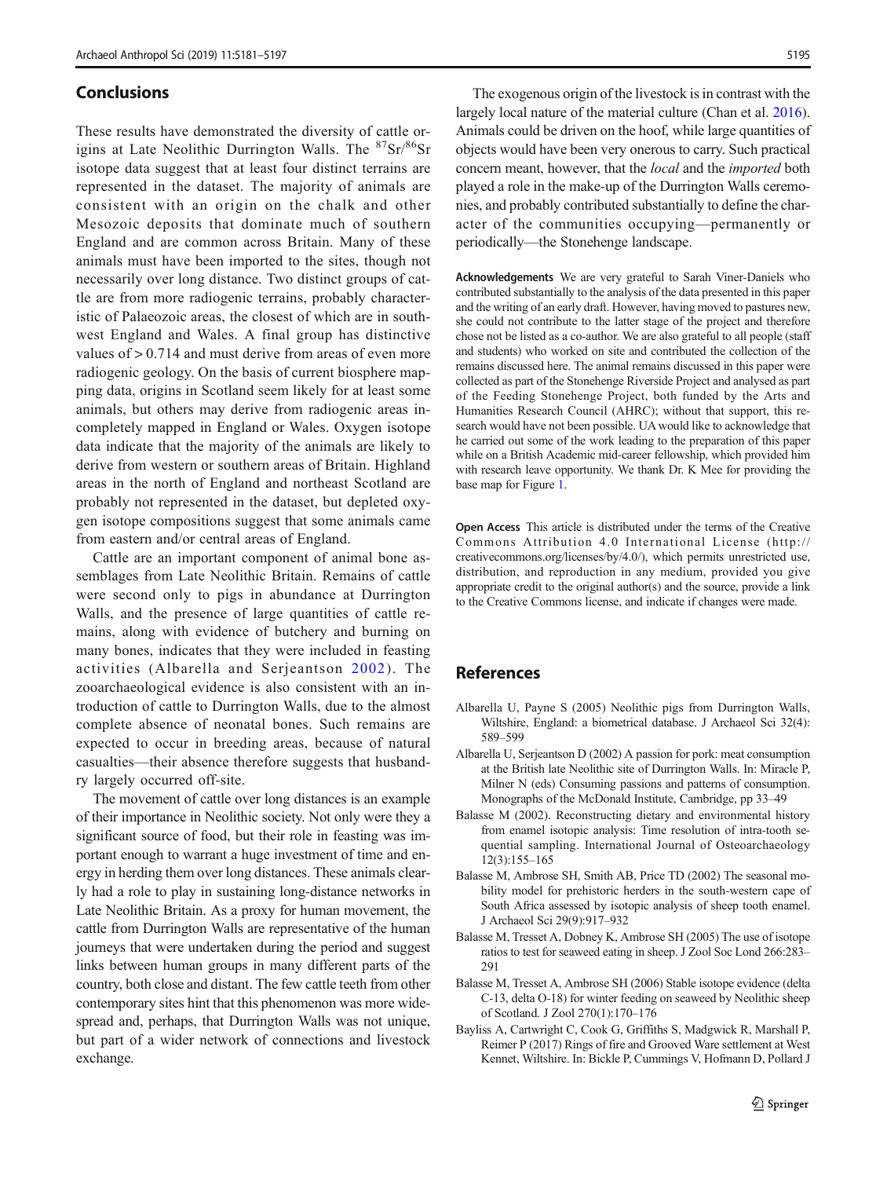## Conclusions

These results have demonstrated the diversity of cattle origins at Late Neolithic Durrington Walls. The $^{87}Sr/^{86}Sr$ isotope data suggest that at least four distinct terrains are represented in the dataset. The majority of animals are consistent with an origin on the chalk and other Mesozoic deposits that dominate much of southern England and are common across Britain. Many of these animals must have been imported to the sites, though not necessarily over long distance. Two distinct groups of cattle are from more radiogenic terrains, probably characteristic of Palaeozoic areas, the closest of which are in southwest England and Wales. A final group has distinctive values of > 0.714 and must derive from areas of even more radiogenic geology. On the basis of current biosphere mapping data, origins in Scotland seem likely for at least some animals, but others may derive from radiogenic areas incompletely mapped in England or Wales. Oxygen isotope data indicate that the majority of the animals are likely to derive from western or southern areas of Britain. Highland areas in the north of England and northeast Scotland are probably not represented in the dataset, but depleted oxygen isotope compositions suggest that some animals came from eastern and/or central areas of England.

Cattle are an important component of animal bone assemblages from Late Neolithic Britain. Remains of cattle were second only to pigs in abundance at Durrington Walls, and the presence of large quantities of cattle remains, along with evidence of butchery and burning on many bones, indicates that they were included in feasting activities (Albarella and Serjeantson 2002). The zooarchaeological evidence is also consistent with an introduction of cattle to Durrington Walls, due to the almost complete absence of neonatal bones. Such remains are expected to occur in breeding areas, because of natural casualties—their absence therefore suggests that husbandry largely occurred off-site.

The movement of cattle over long distances is an example of their importance in Neolithic society. Not only were they a significant source of food, but their role in feasting was important enough to warrant a huge investment of time and energy in herding them over long distances. These animals clearly had a role to play in sustaining long-distance networks in Late Neolithic Britain. As a proxy for human movement, the cattle from Durrington Walls are representative of the human journeys that were undertaken during the period and suggest links between human groups in many different parts of the country, both close and distant. The few cattle teeth from other contemporary sites hint that this phenomenon was more widespread and, perhaps, that Durrington Walls was not unique, but part of a wider network of connections and livestock exchange.

The exogenous origin of the livestock is in contrast with the largely local nature of the material culture (Chan et al. 2016). Animals could be driven on the hoof, while large quantities of objects would have been very onerous to carry. Such practical concern meant, however, that the *local* and the *imported* both played a role in the make-up of the Durrington Walls ceremonies, and probably contributed substantially to define the character of the communities occupying—permanently or periodically—the Stonehenge landscape.

**Acknowledgements** We are very grateful to Sarah Viner-Daniels who contributed substantially to the analysis of the data presented in this paper and the writing of an early draft. However, having moved to pastures new, she could not contribute to the latter stage of the project and therefore chose not be listed as a co-author. We are also grateful to all people (staff and students) who worked on site and contributed the collection of the remains discussed here. The animal remains discussed in this paper were collected as part of the Stonehenge Riverside Project and analysed as part of the Feeding Stonehenge Project, both funded by the Arts and Humanities Research Council (AHRC); without that support, this research would have not been possible. UA would like to acknowledge that he carried out some of the work leading to the preparation of this paper while on a British Academic mid-career fellowship, which provided him with research leave opportunity. We thank Dr. K Mee for providing the base map for Figure 1.

**Open Access** This article is distributed under the terms of the Creative Commons Attribution 4.0 International License (http://creativecommons.org/licenses/by/4.0/), which permits unrestricted use, distribution, and reproduction in any medium, provided you give appropriate credit to the original author(s) and the source, provide a link to the Creative Commons license, and indicate if changes were made.

## References

Albarella U, Payne S (2005) Neolithic pigs from Durrington Walls, Wiltshire, England: a biometrical database. J Archaeol Sci 32(4): 589–599

Albarella U, Serjeantson D (2002) A passion for pork: meat consumption at the British late Neolithic site of Durrington Walls. In: Miracle P, Milner N (eds) Consuming passions and patterns of consumption. Monographs of the McDonald Institute, Cambridge, pp 33–49

Balasse M (2002). Reconstructing dietary and environmental history from enamel isotopic analysis: Time resolution of intra-tooth sequential sampling. International Journal of Osteoarchaeology 12(3):155–165

Balasse M, Ambrose SH, Smith AB, Price TD (2002) The seasonal mobility model for prehistoric herders in the south-western cape of South Africa assessed by isotopic analysis of sheep tooth enamel. J Archaeol Sci 29(9):917–932

Balasse M, Tresset A, Dobney K, Ambrose SH (2005) The use of isotope ratios to test for seaweed eating in sheep. J Zool Soc Lond 266:283–291

Balasse M, Tresset A, Ambrose SH (2006) Stable isotope evidence (delta C-13, delta O-18) for winter feeding on seaweed by Neolithic sheep of Scotland. J Zool 270(1):170–176

Bayliss A, Cartwright C, Cook G, Griffiths S, Madgwick R, Marshall P, Reimer P (2017) Rings of fire and Grooved Ware settlement at West Kennet, Wiltshire. In: Bickle P, Cummings V, Hofmann D, Pollard J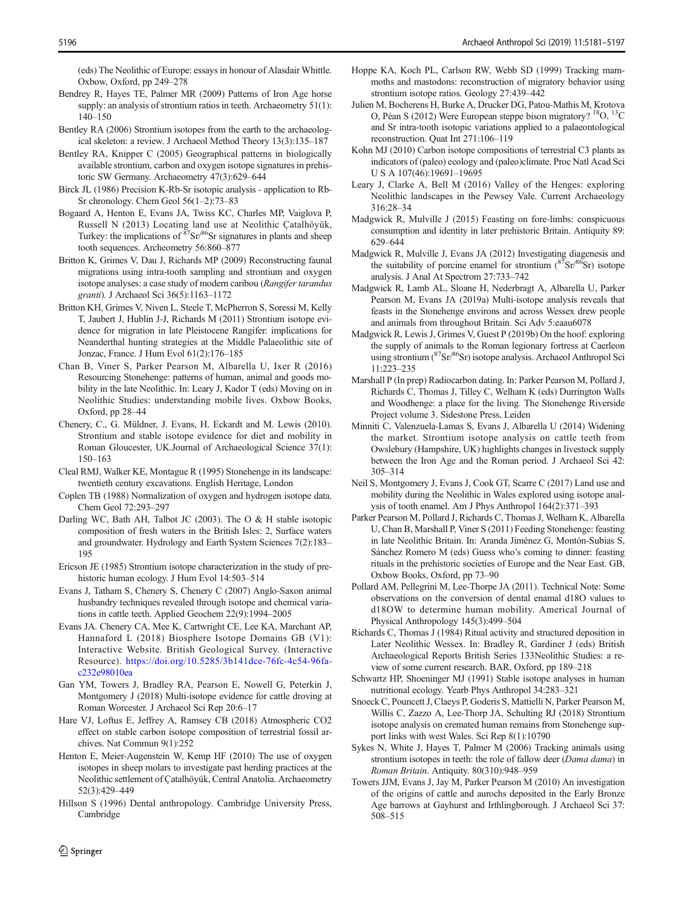(eds) The Neolithic of Europe: essays in honour of Alasdair Whittle. Oxbow, Oxford, pp 249–278

Bendrey R, Hayes TE, Palmer MR (2009) Patterns of Iron Age horse supply: an analysis of strontium ratios in teeth. Archaeometry 51(1): 140–150

Bentley RA (2006) Strontium isotopes from the earth to the archaeological skeleton: a review. J Archaeol Method Theory 13(3):135–187

Bentley RA, Knipper C (2005) Geographical patterns in biologically available strontium, carbon and oxygen isotope signatures in prehistoric SW Germany. Archaeometry 47(3):629–644

Birck JL (1986) Precision K-Rb-Sr isotopic analysis - application to Rb-Sr chronology. Chem Geol 56(1–2):73–83

Bogaard A, Henton E, Evans JA, Twiss KC, Charles MP, Vaiglova P, Russell N (2013) Locating land use at Neolithic Çatalhöyük, Turkey: the implications of $^{87}$Sr/$^{86}$Sr signatures in plants and sheep tooth sequences. Archeometry 56:860–877

Britton K, Grimes V, Dau J, Richards MP (2009) Reconstructing faunal migrations using intra-tooth sampling and strontium and oxygen isotope analyses: a case study of modern caribou (*Rangifer tarandus granti*). J Archaeol Sci 36(5):1163–1172

Britton KH, Grimes V, Niven L, Steele T, McPherron S, Soressi M, Kelly T, Jaubert J, Hublin J-J, Richards M (2011) Strontium isotope evidence for migration in late Pleistocene Rangifer: implications for Neanderthal hunting strategies at the Middle Palaeolithic site of Jonzac, France. J Hum Evol 61(2):176–185

Chan B, Viner S, Parker Pearson M, Albarella U, Ixer R (2016) Resourcing Stonehenge: patterns of human, animal and goods mobility in the late Neolithic. In: Leary J, Kador T (eds) Moving on in Neolithic Studies: understanding mobile lives. Oxbow Books, Oxford, pp 28–44

Chenery, C., G. Müldner, J. Evans, H. Eckardt and M. Lewis (2010). Strontium and stable isotope evidence for diet and mobility in Roman Gloucester, UK.Journal of Archaeological Science 37(1): 150–163

Cleal RMJ, Walker KE, Montague R (1995) Stonehenge in its landscape: twentieth century excavations. English Heritage, London

Coplen TB (1988) Normalization of oxygen and hydrogen isotope data. Chem Geol 72:293–297

Darling WC, Bath AH, Talbot JC (2003). The O & H stable isotopic composition of fresh waters in the British Isles: 2, Surface waters and groundwater. Hydrology and Earth System Sciences 7(2):183–195

Ericson JE (1985) Strontium isotope characterization in the study of prehistoric human ecology. J Hum Evol 14:503–514

Evans J, Tatham S, Chenery S, Chenery C (2007) Anglo-Saxon animal husbandry techniques revealed through isotope and chemical variations in cattle teeth. Applied Geochem 22(9):1994–2005

Evans JA. Chenery CA, Mee K, Cartwright CE, Lee KA, Marchant AP, Hannaford L (2018) Biosphere Isotope Domains GB (V1): Interactive Website. British Geological Survey. (Interactive Resource). https://doi.org/10.5285/3b141dce-76fc-4c54-96fa-c232e98010ea

Gan YM, Towers J, Bradley RA, Pearson E, Nowell G, Peterkin J, Montgomery J (2018) Multi-isotope evidence for cattle droving at Roman Worcester. J Archaeol Sci Rep 20:6–17

Hare VJ, Loftus E, Jeffrey A, Ramsey CB (2018) Atmospheric CO2 effect on stable carbon isotope composition of terrestrial fossil archives. Nat Commun 9(1):252

Henton E, Meier-Augenstein W, Kemp HF (2010) The use of oxygen isotopes in sheep molars to investigate past herding practices at the Neolithic settlement of Çatalhöyük, Central Anatolia. Archaeometry 52(3):429–449

Hillson S (1996) Dental anthropology. Cambridge University Press, Cambridge

Hoppe KA, Koch PL, Carlson RW, Webb SD (1999) Tracking mammoths and mastodons: reconstruction of migratory behavior using strontium isotope ratios. Geology 27:439–442

Julien M, Bocherens H, Burke A, Drucker DG, Patou-Mathis M, Krotova O, Péan S (2012) Were European steppe bison migratory? $^{18}$O, $^{13}$C and Sr intra-tooth isotopic variations applied to a palaeontological reconstruction. Quat Int 271:106–119

Kohn MJ (2010) Carbon isotope compositions of terrestrial C3 plants as indicators of (paleo) ecology and (paleo)climate. Proc Natl Acad Sci U S A 107(46):19691–19695

Leary J, Clarke A, Bell M (2016) Valley of the Henges: exploring Neolithic landscapes in the Pewsey Vale. Current Archaeology 316:28–34

Madgwick R, Mulville J (2015) Feasting on fore-limbs: conspicuous consumption and identity in later prehistoric Britain. Antiquity 89: 629–644

Madgwick R, Mulville J, Evans JA (2012) Investigating diagenesis and the suitability of porcine enamel for strontium ($^{87}$Sr/$^{86}$Sr) isotope analysis. J Anal At Spectrom 27:733–742

Madgwick R, Lamb AL, Sloane H, Nederbragt A, Albarella U, Parker Pearson M, Evans JA (2019a) Multi-isotope analysis reveals that feasts in the Stonehenge environs and across Wessex drew people and animals from throughout Britain. Sci Adv 5:eaau6078

Madgwick R, Lewis J, Grimes V, Guest P (2019b) On the hoof: exploring the supply of animals to the Roman legionary fortress at Caerleon using strontium ($^{87}$Sr/$^{86}$Sr) isotope analysis. Archaeol Anthropol Sci 11:223–235

Marshall P (In prep) Radiocarbon dating. In: Parker Pearson M, Pollard J, Richards C, Thomas J, Tilley C, Welham K (eds) Durrington Walls and Woodhenge: a place for the living. The Stonehenge Riverside Project volume 3. Sidestone Press, Leiden

Minniti C, Valenzuela-Lamas S, Evans J, Albarella U (2014) Widening the market. Strontium isotope analysis on cattle teeth from Owslebury (Hampshire, UK) highlights changes in livestock supply between the Iron Age and the Roman period. J Archaeol Sci 42: 305–314

Neil S, Montgomery J, Evans J, Cook GT, Scarre C (2017) Land use and mobility during the Neolithic in Wales explored using isotope analysis of tooth enamel. Am J Phys Anthropol 164(2):371–393

Parker Pearson M, Pollard J, Richards C, Thomas J, Welham K, Albarella U, Chan B, Marshall P, Viner S (2011) Feeding Stonehenge: feasting in late Neolithic Britain. In: Aranda Jiménez G, Montón-Subias S, Sánchez Romero M (eds) Guess who's coming to dinner: feasting rituals in the prehistoric societies of Europe and the Near East. GB, Oxbow Books, Oxford, pp 73–90

Pollard AM, Pellegrini M, Lee-Thorpe JA (2011). Technical Note: Some observations on the conversion of dental enamal d18O values to d18OW to determine human mobility. Americal Journal of Physical Anthropology 145(3):499–504

Richards C, Thomas J (1984) Ritual activity and structured deposition in Later Neolithic Wessex. In: Bradley R, Gardiner J (eds) British Archaeological Reports British Series 133Neolithic Studies: a review of some current research. BAR, Oxford, pp 189–218

Schwartz HP, Shoeninger MJ (1991) Stable isotope analyses in human nutritional ecology. Yearb Phys Anthropol 34:283–321

Snoeck C, Pouncett J, Claeys P, Goderis S, Mattielli N, Parker Pearson M, Willis C, Zazzo A, Lee-Thorp JA, Schulting RJ (2018) Strontium isotope analysis on cremated human remains from Stonehenge support links with west Wales. Sci Rep 8(1):10790

Sykes N, White J, Hayes T, Palmer M (2006) Tracking animals using strontium isotopes in teeth: the role of fallow deer (*Dama dama*) in *Roman Britain*. Antiquity. 80(310):948–959

Towers JJM, Evans J, Jay M, Parker Pearson M (2010) An investigation of the origins of cattle and aurochs deposited in the Early Bronze Age barrows at Gayhurst and Irthlingborough. J Archaeol Sci 37: 508–515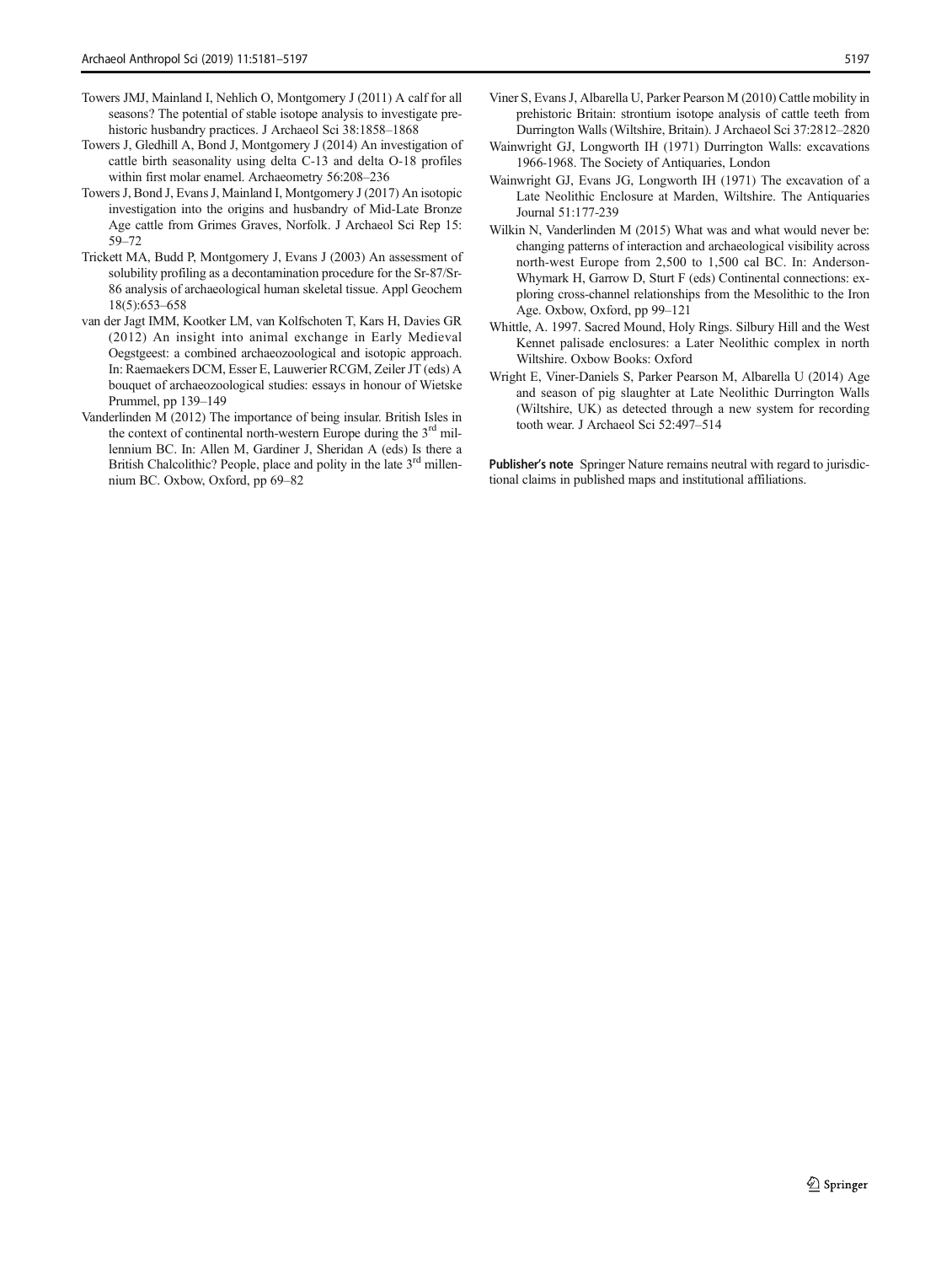Towers JMJ, Mainland I, Nehlich O, Montgomery J (2011) A calf for all seasons? The potential of stable isotope analysis to investigate prehistoric husbandry practices. J Archaeol Sci 38:1858–1868

Towers J, Gledhill A, Bond J, Montgomery J (2014) An investigation of cattle birth seasonality using delta C-13 and delta O-18 profiles within first molar enamel. Archaeometry 56:208–236

Towers J, Bond J, Evans J, Mainland I, Montgomery J (2017) An isotopic investigation into the origins and husbandry of Mid-Late Bronze Age cattle from Grimes Graves, Norfolk. J Archaeol Sci Rep 15: 59–72

Trickett MA, Budd P, Montgomery J, Evans J (2003) An assessment of solubility profiling as a decontamination procedure for the Sr-87/Sr-86 analysis of archaeological human skeletal tissue. Appl Geochem 18(5):653–658

van der Jagt IMM, Kootker LM, van Kolfschoten T, Kars H, Davies GR (2012) An insight into animal exchange in Early Medieval Oegstgeest: a combined archaeozoological and isotopic approach. In: Raemaekers DCM, Esser E, Lauwerier RCGM, Zeiler JT (eds) A bouquet of archaeozoological studies: essays in honour of Wietske Prummel, pp 139–149

Vanderlinden M (2012) The importance of being insular. British Isles in the context of continental north-western Europe during the 3rd millennium BC. In: Allen M, Gardiner J, Sheridan A (eds) Is there a British Chalcolithic? People, place and polity in the late 3rd millennium BC. Oxbow, Oxford, pp 69–82

Viner S, Evans J, Albarella U, Parker Pearson M (2010) Cattle mobility in prehistoric Britain: strontium isotope analysis of cattle teeth from Durrington Walls (Wiltshire, Britain). J Archaeol Sci 37:2812–2820

Wainwright GJ, Longworth IH (1971) Durrington Walls: excavations 1966-1968. The Society of Antiquaries, London

Wainwright GJ, Evans JG, Longworth IH (1971) The excavation of a Late Neolithic Enclosure at Marden, Wiltshire. The Antiquaries Journal 51:177-239

Wilkin N, Vanderlinden M (2015) What was and what would never be: changing patterns of interaction and archaeological visibility across north-west Europe from 2,500 to 1,500 cal BC. In: Anderson-Whymark H, Garrow D, Sturt F (eds) Continental connections: exploring cross-channel relationships from the Mesolithic to the Iron Age. Oxbow, Oxford, pp 99–121

Whittle, A. 1997. Sacred Mound, Holy Rings. Silbury Hill and the West Kennet palisade enclosures: a Later Neolithic complex in north Wiltshire. Oxbow Books: Oxford

Wright E, Viner-Daniels S, Parker Pearson M, Albarella U (2014) Age and season of pig slaughter at Late Neolithic Durrington Walls (Wiltshire, UK) as detected through a new system for recording tooth wear. J Archaeol Sci 52:497–514

**Publisher's note** Springer Nature remains neutral with regard to jurisdictional claims in published maps and institutional affiliations.